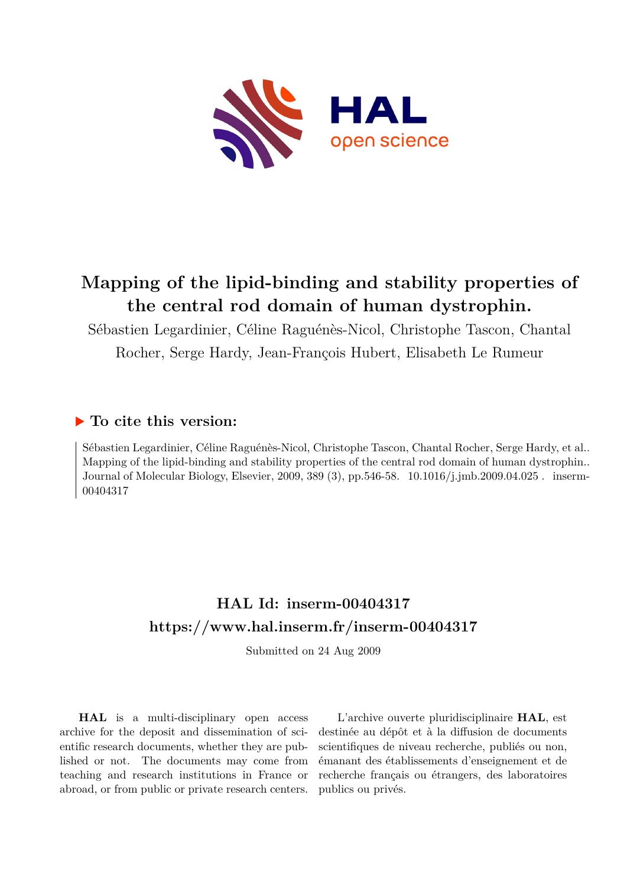# Mapping of the lipid-binding and stability properties of the central rod domain of human dystrophin.

Sébastien Legardinier, Céline Raguénès-Nicol, Christophe Tascon, Chantal Rocher, Serge Hardy, Jean-François Hubert, Elisabeth Le Rumeur

## ▶ To cite this version:

Sébastien Legardinier, Céline Raguénès-Nicol, Christophe Tascon, Chantal Rocher, Serge Hardy, et al.. Mapping of the lipid-binding and stability properties of the central rod domain of human dystrophin.. Journal of Molecular Biology, Elsevier, 2009, 389 (3), pp.546-58. 10.1016/j.jmb.2009.04.025 . inserm-00404317

## HAL Id: inserm-00404317

## https://www.hal.inserm.fr/inserm-00404317

Submitted on 24 Aug 2009

**HAL** is a multi-disciplinary open access archive for the deposit and dissemination of scientific research documents, whether they are published or not. The documents may come from teaching and research institutions in France or abroad, or from public or private research centers.

L'archive ouverte pluridisciplinaire **HAL**, est destinée au dépôt et à la diffusion de documents scientifiques de niveau recherche, publiés ou non, émanant des établissements d'enseignement et de recherche français ou étrangers, des laboratoires publics ou privés.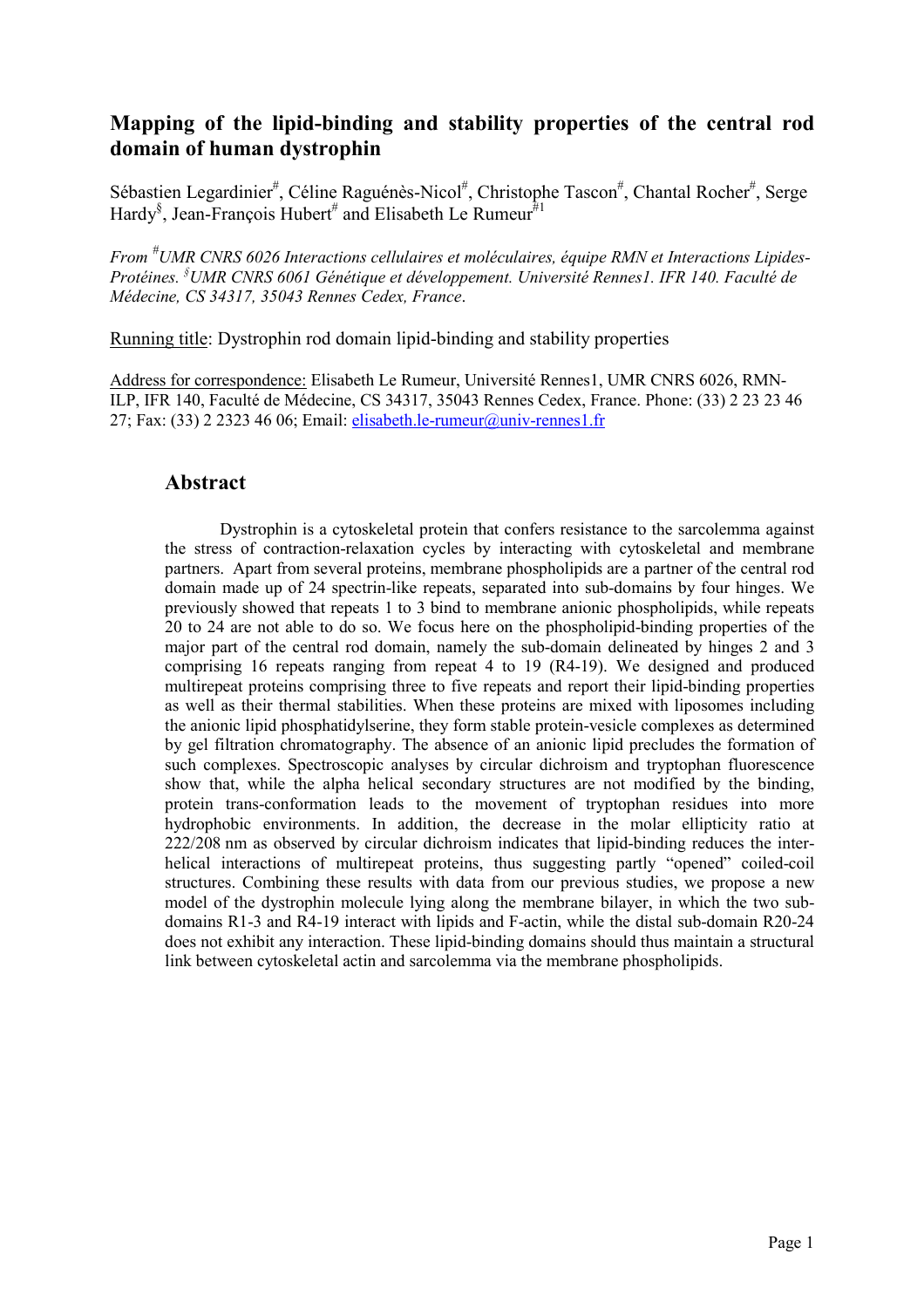# Mapping of the lipid-binding and stability properties of the central rod domain of human dystrophin

Sébastien Legardinier[#], Céline Raguénès-Nicol[#], Christophe Tascon[#], Chantal Rocher[#], Serge Hardy[§], Jean-François Hubert[#] and Elisabeth Le Rumeur[#1]

*From [#]UMR CNRS 6026 Interactions cellulaires et moléculaires, équipe RMN et Interactions Lipides-Protéines. [§]UMR CNRS 6061 Génétique et développement. Université Rennes1. IFR 140. Faculté de Médecine, CS 34317, 35043 Rennes Cedex, France.*

Running title: Dystrophin rod domain lipid-binding and stability properties

Address for correspondence: Elisabeth Le Rumeur, Université Rennes1, UMR CNRS 6026, RMN-ILP, IFR 140, Faculté de Médecine, CS 34317, 35043 Rennes Cedex, France. Phone: (33) 2 23 23 46 27; Fax: (33) 2 2323 46 06; Email: elisabeth.le-rumeur@univ-rennes1.fr

## Abstract

Dystrophin is a cytoskeletal protein that confers resistance to the sarcolemma against the stress of contraction-relaxation cycles by interacting with cytoskeletal and membrane partners. Apart from several proteins, membrane phospholipids are a partner of the central rod domain made up of 24 spectrin-like repeats, separated into sub-domains by four hinges. We previously showed that repeats 1 to 3 bind to membrane anionic phospholipids, while repeats 20 to 24 are not able to do so. We focus here on the phospholipid-binding properties of the major part of the central rod domain, namely the sub-domain delineated by hinges 2 and 3 comprising 16 repeats ranging from repeat 4 to 19 (R4-19). We designed and produced multirepeat proteins comprising three to five repeats and report their lipid-binding properties as well as their thermal stabilities. When these proteins are mixed with liposomes including the anionic lipid phosphatidylserine, they form stable protein-vesicle complexes as determined by gel filtration chromatography. The absence of an anionic lipid precludes the formation of such complexes. Spectroscopic analyses by circular dichroism and tryptophan fluorescence show that, while the alpha helical secondary structures are not modified by the binding, protein trans-conformation leads to the movement of tryptophan residues into more hydrophobic environments. In addition, the decrease in the molar ellipticity ratio at 222/208 nm as observed by circular dichroism indicates that lipid-binding reduces the inter-helical interactions of multirepeat proteins, thus suggesting partly "opened" coiled-coil structures. Combining these results with data from our previous studies, we propose a new model of the dystrophin molecule lying along the membrane bilayer, in which the two sub-domains R1-3 and R4-19 interact with lipids and F-actin, while the distal sub-domain R20-24 does not exhibit any interaction. These lipid-binding domains should thus maintain a structural link between cytoskeletal actin and sarcolemma via the membrane phospholipids.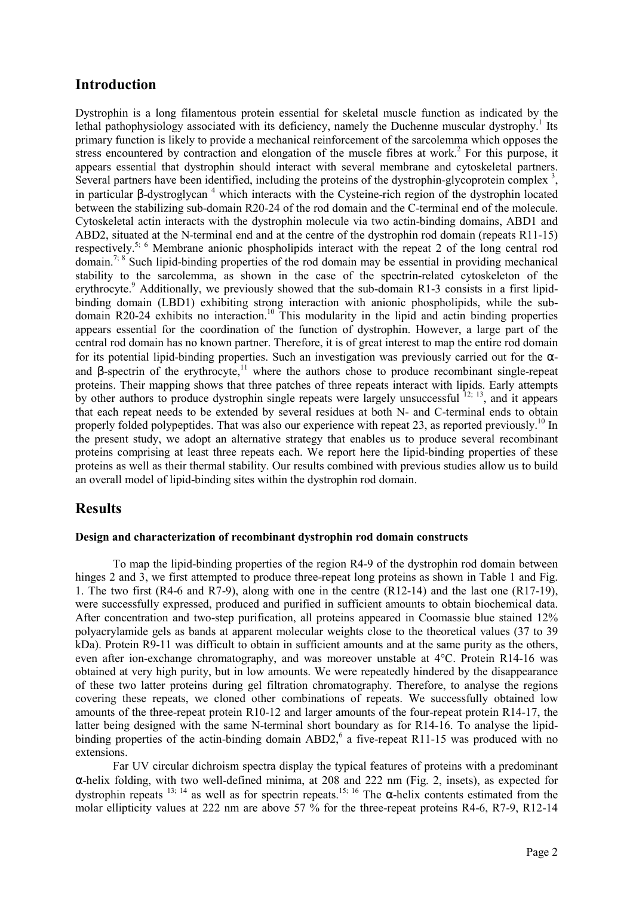## Introduction

Dystrophin is a long filamentous protein essential for skeletal muscle function as indicated by the lethal pathophysiology associated with its deficiency, namely the Duchenne muscular dystrophy.[1] Its primary function is likely to provide a mechanical reinforcement of the sarcolemma which opposes the stress encountered by contraction and elongation of the muscle fibres at work.[2] For this purpose, it appears essential that dystrophin should interact with several membrane and cytoskeletal partners. Several partners have been identified, including the proteins of the dystrophin-glycoprotein complex [3], in particular β-dystroglycan [4] which interacts with the Cysteine-rich region of the dystrophin located between the stabilizing sub-domain R20-24 of the rod domain and the C-terminal end of the molecule. Cytoskeletal actin interacts with the dystrophin molecule via two actin-binding domains, ABD1 and ABD2, situated at the N-terminal end and at the centre of the dystrophin rod domain (repeats R11-15) respectively.[5; 6] Membrane anionic phospholipids interact with the repeat 2 of the long central rod domain.[7; 8] Such lipid-binding properties of the rod domain may be essential in providing mechanical stability to the sarcolemma, as shown in the case of the spectrin-related cytoskeleton of the erythrocyte.[9] Additionally, we previously showed that the sub-domain R1-3 consists in a first lipid-binding domain (LBD1) exhibiting strong interaction with anionic phospholipids, while the sub-domain R20-24 exhibits no interaction.[10] This modularity in the lipid and actin binding properties appears essential for the coordination of the function of dystrophin. However, a large part of the central rod domain has no known partner. Therefore, it is of great interest to map the entire rod domain for its potential lipid-binding properties. Such an investigation was previously carried out for the α- and β-spectrin of the erythrocyte,[11] where the authors chose to produce recombinant single-repeat proteins. Their mapping shows that three patches of three repeats interact with lipids. Early attempts by other authors to produce dystrophin single repeats were largely unsuccessful [12; 13], and it appears that each repeat needs to be extended by several residues at both N- and C-terminal ends to obtain properly folded polypeptides. That was also our experience with repeat 23, as reported previously.[10] In the present study, we adopt an alternative strategy that enables us to produce several recombinant proteins comprising at least three repeats each. We report here the lipid-binding properties of these proteins as well as their thermal stability. Our results combined with previous studies allow us to build an overall model of lipid-binding sites within the dystrophin rod domain.

## Results

### Design and characterization of recombinant dystrophin rod domain constructs

To map the lipid-binding properties of the region R4-9 of the dystrophin rod domain between hinges 2 and 3, we first attempted to produce three-repeat long proteins as shown in Table 1 and Fig. 1. The two first (R4-6 and R7-9), along with one in the centre (R12-14) and the last one (R17-19), were successfully expressed, produced and purified in sufficient amounts to obtain biochemical data. After concentration and two-step purification, all proteins appeared in Coomassie blue stained 12% polyacrylamide gels as bands at apparent molecular weights close to the theoretical values (37 to 39 kDa). Protein R9-11 was difficult to obtain in sufficient amounts and at the same purity as the others, even after ion-exchange chromatography, and was moreover unstable at 4°C. Protein R14-16 was obtained at very high purity, but in low amounts. We were repeatedly hindered by the disappearance of these two latter proteins during gel filtration chromatography. Therefore, to analyse the regions covering these repeats, we cloned other combinations of repeats. We successfully obtained low amounts of the three-repeat protein R10-12 and larger amounts of the four-repeat protein R14-17, the latter being designed with the same N-terminal short boundary as for R14-16. To analyse the lipid-binding properties of the actin-binding domain ABD2,[6] a five-repeat R11-15 was produced with no extensions.

Far UV circular dichroism spectra display the typical features of proteins with a predominant α-helix folding, with two well-defined minima, at 208 and 222 nm (Fig. 2, insets), as expected for dystrophin repeats [13; 14] as well as for spectrin repeats.[15; 16] The α-helix contents estimated from the molar ellipticity values at 222 nm are above 57 % for the three-repeat proteins R4-6, R7-9, R12-14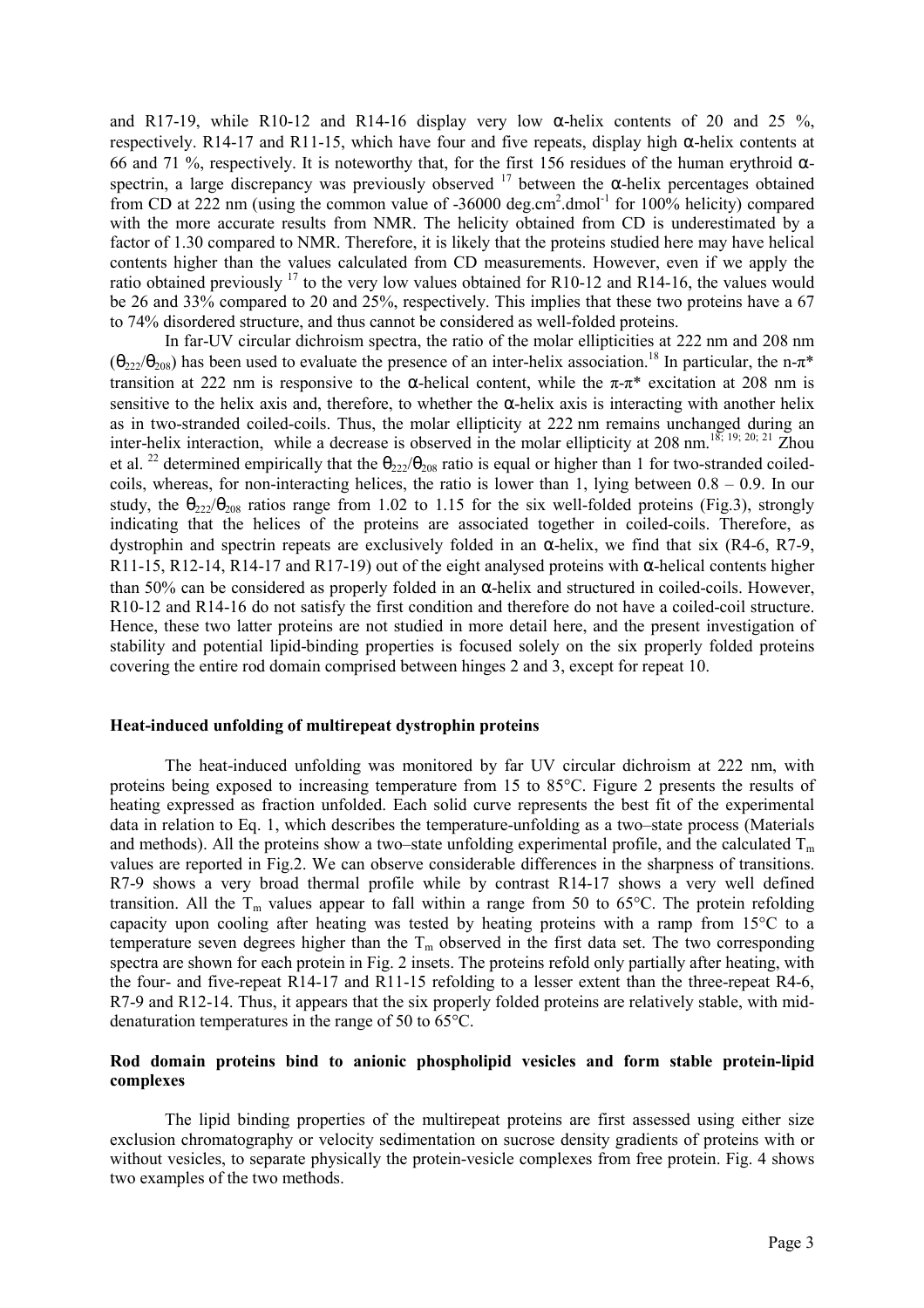and R17-19, while R10-12 and R14-16 display very low α-helix contents of 20 and 25 %, respectively. R14-17 and R11-15, which have four and five repeats, display high α-helix contents at 66 and 71 %, respectively. It is noteworthy that, for the first 156 residues of the human erythroid α-spectrin, a large discrepancy was previously observed [17] between the α-helix percentages obtained from CD at 222 nm (using the common value of -36000 deg.cm$^2$.dmol$^{-1}$ for 100% helicity) compared with the more accurate results from NMR. The helicity obtained from CD is underestimated by a factor of 1.30 compared to NMR. Therefore, it is likely that the proteins studied here may have helical contents higher than the values calculated from CD measurements. However, even if we apply the ratio obtained previously [17] to the very low values obtained for R10-12 and R14-16, the values would be 26 and 33% compared to 20 and 25%, respectively. This implies that these two proteins have a 67 to 74% disordered structure, and thus cannot be considered as well-folded proteins.

In far-UV circular dichroism spectra, the ratio of the molar ellipticities at 222 nm and 208 nm ($\theta_{222}/\theta_{208}$) has been used to evaluate the presence of an inter-helix association.[18] In particular, the n-π* transition at 222 nm is responsive to the α-helical content, while the π-π* excitation at 208 nm is sensitive to the helix axis and, therefore, to whether the α-helix axis is interacting with another helix as in two-stranded coiled-coils. Thus, the molar ellipticity at 222 nm remains unchanged during an inter-helix interaction, while a decrease is observed in the molar ellipticity at 208 nm.[18; 19; 20; 21] Zhou et al. [22] determined empirically that the $\theta_{222}/\theta_{208}$ ratio is equal or higher than 1 for two-stranded coiled-coils, whereas, for non-interacting helices, the ratio is lower than 1, lying between 0.8 – 0.9. In our study, the $\theta_{222}/\theta_{208}$ ratios range from 1.02 to 1.15 for the six well-folded proteins (Fig.3), strongly indicating that the helices of the proteins are associated together in coiled-coils. Therefore, as dystrophin and spectrin repeats are exclusively folded in an α-helix, we find that six (R4-6, R7-9, R11-15, R12-14, R14-17 and R17-19) out of the eight analysed proteins with α-helical contents higher than 50% can be considered as properly folded in an α-helix and structured in coiled-coils. However, R10-12 and R14-16 do not satisfy the first condition and therefore do not have a coiled-coil structure. Hence, these two latter proteins are not studied in more detail here, and the present investigation of stability and potential lipid-binding properties is focused solely on the six properly folded proteins covering the entire rod domain comprised between hinges 2 and 3, except for repeat 10.

#### Heat-induced unfolding of multirepeat dystrophin proteins

The heat-induced unfolding was monitored by far UV circular dichroism at 222 nm, with proteins being exposed to increasing temperature from 15 to 85°C. Figure 2 presents the results of heating expressed as fraction unfolded. Each solid curve represents the best fit of the experimental data in relation to Eq. 1, which describes the temperature-unfolding as a two–state process (Materials and methods). All the proteins show a two–state unfolding experimental profile, and the calculated $T_m$ values are reported in Fig.2. We can observe considerable differences in the sharpness of transitions. R7-9 shows a very broad thermal profile while by contrast R14-17 shows a very well defined transition. All the $T_m$ values appear to fall within a range from 50 to 65°C. The protein refolding capacity upon cooling after heating was tested by heating proteins with a ramp from 15°C to a temperature seven degrees higher than the $T_m$ observed in the first data set. The two corresponding spectra are shown for each protein in Fig. 2 insets. The proteins refold only partially after heating, with the four- and five-repeat R14-17 and R11-15 refolding to a lesser extent than the three-repeat R4-6, R7-9 and R12-14. Thus, it appears that the six properly folded proteins are relatively stable, with mid-denaturation temperatures in the range of 50 to 65°C.

#### Rod domain proteins bind to anionic phospholipid vesicles and form stable protein-lipid complexes

The lipid binding properties of the multirepeat proteins are first assessed using either size exclusion chromatography or velocity sedimentation on sucrose density gradients of proteins with or without vesicles, to separate physically the protein-vesicle complexes from free protein. Fig. 4 shows two examples of the two methods.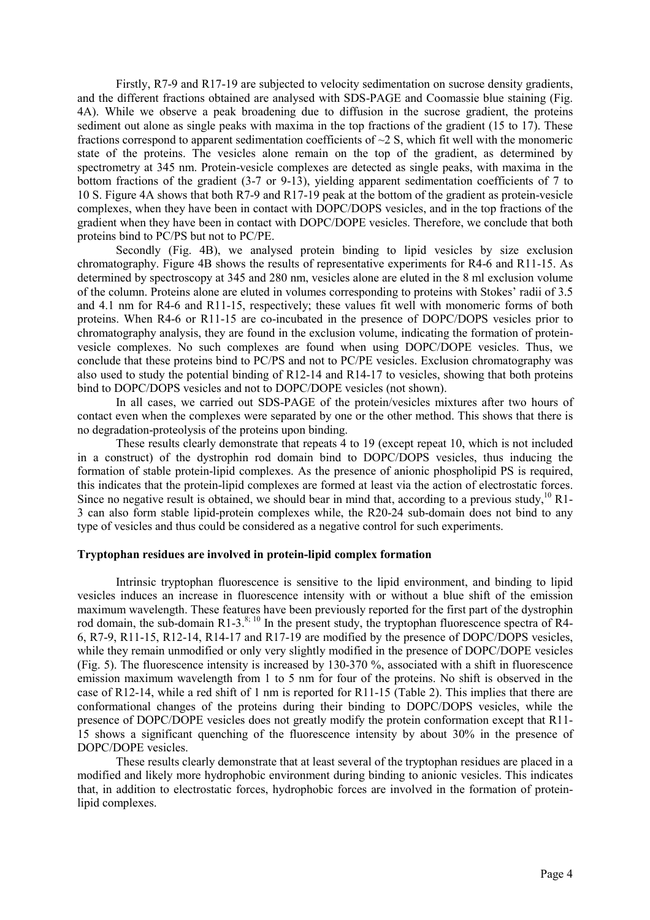Firstly, R7-9 and R17-19 are subjected to velocity sedimentation on sucrose density gradients, and the different fractions obtained are analysed with SDS-PAGE and Coomassie blue staining (Fig. 4A). While we observe a peak broadening due to diffusion in the sucrose gradient, the proteins sediment out alone as single peaks with maxima in the top fractions of the gradient (15 to 17). These fractions correspond to apparent sedimentation coefficients of ~2 S, which fit well with the monomeric state of the proteins. The vesicles alone remain on the top of the gradient, as determined by spectrometry at 345 nm. Protein-vesicle complexes are detected as single peaks, with maxima in the bottom fractions of the gradient (3-7 or 9-13), yielding apparent sedimentation coefficients of 7 to 10 S. Figure 4A shows that both R7-9 and R17-19 peak at the bottom of the gradient as protein-vesicle complexes, when they have been in contact with DOPC/DOPS vesicles, and in the top fractions of the gradient when they have been in contact with DOPC/DOPE vesicles. Therefore, we conclude that both proteins bind to PC/PS but not to PC/PE.

Secondly (Fig. 4B), we analysed protein binding to lipid vesicles by size exclusion chromatography. Figure 4B shows the results of representative experiments for R4-6 and R11-15. As determined by spectroscopy at 345 and 280 nm, vesicles alone are eluted in the 8 ml exclusion volume of the column. Proteins alone are eluted in volumes corresponding to proteins with Stokes' radii of 3.5 and 4.1 nm for R4-6 and R11-15, respectively; these values fit well with monomeric forms of both proteins. When R4-6 or R11-15 are co-incubated in the presence of DOPC/DOPS vesicles prior to chromatography analysis, they are found in the exclusion volume, indicating the formation of protein-vesicle complexes. No such complexes are found when using DOPC/DOPE vesicles. Thus, we conclude that these proteins bind to PC/PS and not to PC/PE vesicles. Exclusion chromatography was also used to study the potential binding of R12-14 and R14-17 to vesicles, showing that both proteins bind to DOPC/DOPS vesicles and not to DOPC/DOPE vesicles (not shown).

In all cases, we carried out SDS-PAGE of the protein/vesicles mixtures after two hours of contact even when the complexes were separated by one or the other method. This shows that there is no degradation-proteolysis of the proteins upon binding.

These results clearly demonstrate that repeats 4 to 19 (except repeat 10, which is not included in a construct) of the dystrophin rod domain bind to DOPC/DOPS vesicles, thus inducing the formation of stable protein-lipid complexes. As the presence of anionic phospholipid PS is required, this indicates that the protein-lipid complexes are formed at least via the action of electrostatic forces. Since no negative result is obtained, we should bear in mind that, according to a previous study,[10] R1-3 can also form stable lipid-protein complexes while, the R20-24 sub-domain does not bind to any type of vesicles and thus could be considered as a negative control for such experiments.

**Tryptophan residues are involved in protein-lipid complex formation**

Intrinsic tryptophan fluorescence is sensitive to the lipid environment, and binding to lipid vesicles induces an increase in fluorescence intensity with or without a blue shift of the emission maximum wavelength. These features have been previously reported for the first part of the dystrophin rod domain, the sub-domain R1-3.[8; 10] In the present study, the tryptophan fluorescence spectra of R4-6, R7-9, R11-15, R12-14, R14-17 and R17-19 are modified by the presence of DOPC/DOPS vesicles, while they remain unmodified or only very slightly modified in the presence of DOPC/DOPE vesicles (Fig. 5). The fluorescence intensity is increased by 130-370 %, associated with a shift in fluorescence emission maximum wavelength from 1 to 5 nm for four of the proteins. No shift is observed in the case of R12-14, while a red shift of 1 nm is reported for R11-15 (Table 2). This implies that there are conformational changes of the proteins during their binding to DOPC/DOPS vesicles, while the presence of DOPC/DOPE vesicles does not greatly modify the protein conformation except that R11-15 shows a significant quenching of the fluorescence intensity by about 30% in the presence of DOPC/DOPE vesicles.

These results clearly demonstrate that at least several of the tryptophan residues are placed in a modified and likely more hydrophobic environment during binding to anionic vesicles. This indicates that, in addition to electrostatic forces, hydrophobic forces are involved in the formation of protein-lipid complexes.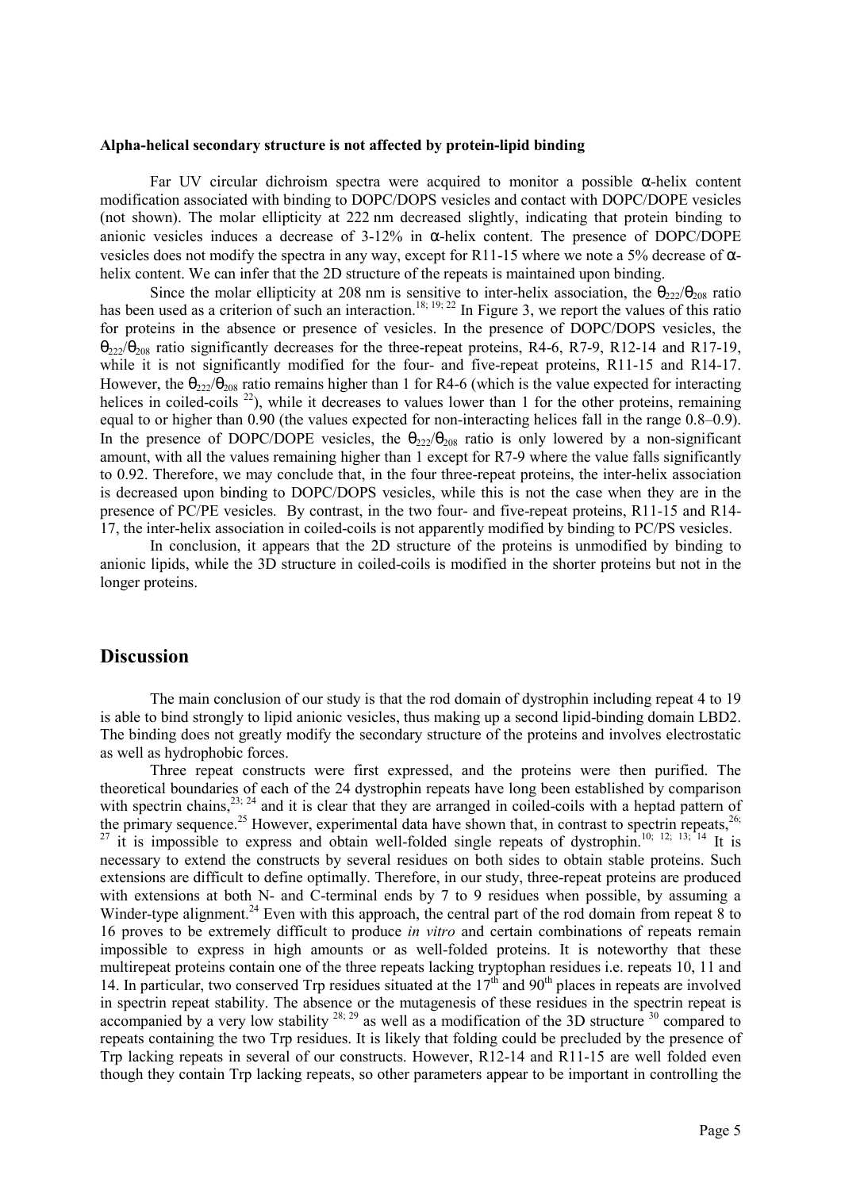**Alpha-helical secondary structure is not affected by protein-lipid binding**

Far UV circular dichroism spectra were acquired to monitor a possible α-helix content modification associated with binding to DOPC/DOPS vesicles and contact with DOPC/DOPE vesicles (not shown). The molar ellipticity at 222 nm decreased slightly, indicating that protein binding to anionic vesicles induces a decrease of 3-12% in α-helix content. The presence of DOPC/DOPE vesicles does not modify the spectra in any way, except for R11-15 where we note a 5% decrease of α-helix content. We can infer that the 2D structure of the repeats is maintained upon binding.

Since the molar ellipticity at 208 nm is sensitive to inter-helix association, the $\theta_{222}/\theta_{208}$ ratio has been used as a criterion of such an interaction.[18; 19; 22] In Figure 3, we report the values of this ratio for proteins in the absence or presence of vesicles. In the presence of DOPC/DOPS vesicles, the $\theta_{222}/\theta_{208}$ ratio significantly decreases for the three-repeat proteins, R4-6, R7-9, R12-14 and R17-19, while it is not significantly modified for the four- and five-repeat proteins, R11-15 and R14-17. However, the $\theta_{222}/\theta_{208}$ ratio remains higher than 1 for R4-6 (which is the value expected for interacting helices in coiled-coils [22]), while it decreases to values lower than 1 for the other proteins, remaining equal to or higher than 0.90 (the values expected for non-interacting helices fall in the range 0.8–0.9). In the presence of DOPC/DOPE vesicles, the $\theta_{222}/\theta_{208}$ ratio is only lowered by a non-significant amount, with all the values remaining higher than 1 except for R7-9 where the value falls significantly to 0.92. Therefore, we may conclude that, in the four three-repeat proteins, the inter-helix association is decreased upon binding to DOPC/DOPS vesicles, while this is not the case when they are in the presence of PC/PE vesicles. By contrast, in the two four- and five-repeat proteins, R11-15 and R14-17, the inter-helix association in coiled-coils is not apparently modified by binding to PC/PS vesicles.

In conclusion, it appears that the 2D structure of the proteins is unmodified by binding to anionic lipids, while the 3D structure in coiled-coils is modified in the shorter proteins but not in the longer proteins.

## Discussion

The main conclusion of our study is that the rod domain of dystrophin including repeat 4 to 19 is able to bind strongly to lipid anionic vesicles, thus making up a second lipid-binding domain LBD2. The binding does not greatly modify the secondary structure of the proteins and involves electrostatic as well as hydrophobic forces.

Three repeat constructs were first expressed, and the proteins were then purified. The theoretical boundaries of each of the 24 dystrophin repeats have long been established by comparison with spectrin chains,[23; 24] and it is clear that they are arranged in coiled-coils with a heptad pattern of the primary sequence.[25] However, experimental data have shown that, in contrast to spectrin repeats,[26; 27] it is impossible to express and obtain well-folded single repeats of dystrophin.[10; 12; 13; 14] It is necessary to extend the constructs by several residues on both sides to obtain stable proteins. Such extensions are difficult to define optimally. Therefore, in our study, three-repeat proteins are produced with extensions at both N- and C-terminal ends by 7 to 9 residues when possible, by assuming a Winder-type alignment.[24] Even with this approach, the central part of the rod domain from repeat 8 to 16 proves to be extremely difficult to produce *in vitro* and certain combinations of repeats remain impossible to express in high amounts or as well-folded proteins. It is noteworthy that these multirepeat proteins contain one of the three repeats lacking tryptophan residues i.e. repeats 10, 11 and 14. In particular, two conserved Trp residues situated at the 17th and 90th places in repeats are involved in spectrin repeat stability. The absence or the mutagenesis of these residues in the spectrin repeat is accompanied by a very low stability [28; 29] as well as a modification of the 3D structure [30] compared to repeats containing the two Trp residues. It is likely that folding could be precluded by the presence of Trp lacking repeats in several of our constructs. However, R12-14 and R11-15 are well folded even though they contain Trp lacking repeats, so other parameters appear to be important in controlling the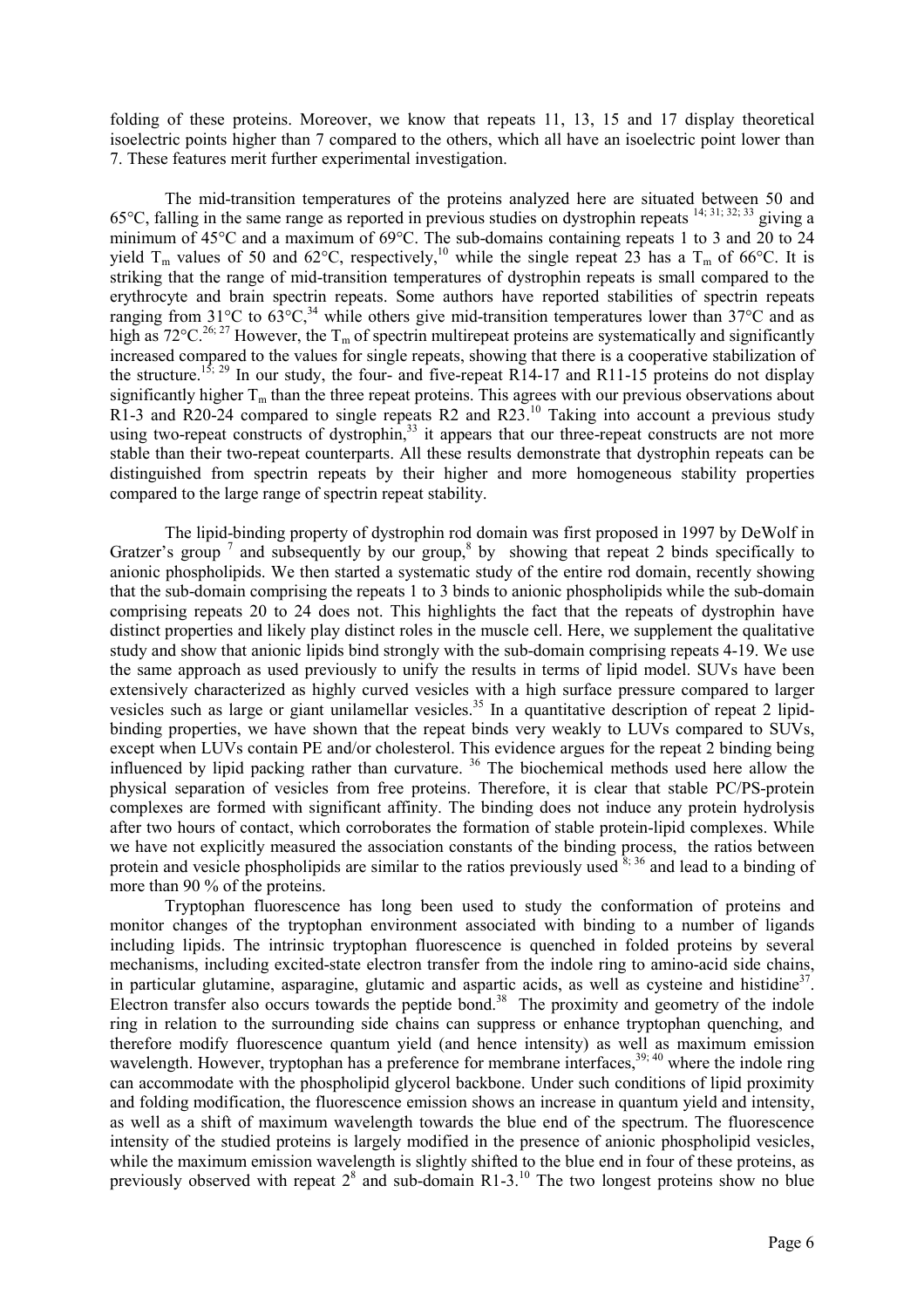folding of these proteins. Moreover, we know that repeats 11, 13, 15 and 17 display theoretical isoelectric points higher than 7 compared to the others, which all have an isoelectric point lower than 7. These features merit further experimental investigation.

The mid-transition temperatures of the proteins analyzed here are situated between 50 and 65°C, falling in the same range as reported in previous studies on dystrophin repeats [14; 31; 32; 33] giving a minimum of 45°C and a maximum of 69°C. The sub-domains containing repeats 1 to 3 and 20 to 24 yield $T_m$ values of 50 and 62°C, respectively,[10] while the single repeat 23 has a $T_m$ of 66°C. It is striking that the range of mid-transition temperatures of dystrophin repeats is small compared to the erythrocyte and brain spectrin repeats. Some authors have reported stabilities of spectrin repeats ranging from 31°C to 63°C,[34] while others give mid-transition temperatures lower than 37°C and as high as 72°C.[26; 27] However, the $T_m$ of spectrin multirepeat proteins are systematically and significantly increased compared to the values for single repeats, showing that there is a cooperative stabilization of the structure.[15; 29] In our study, the four- and five-repeat R14-17 and R11-15 proteins do not display significantly higher $T_m$ than the three repeat proteins. This agrees with our previous observations about R1-3 and R20-24 compared to single repeats R2 and R23.[10] Taking into account a previous study using two-repeat constructs of dystrophin,[33] it appears that our three-repeat constructs are not more stable than their two-repeat counterparts. All these results demonstrate that dystrophin repeats can be distinguished from spectrin repeats by their higher and more homogeneous stability properties compared to the large range of spectrin repeat stability.

The lipid-binding property of dystrophin rod domain was first proposed in 1997 by DeWolf in Gratzer's group [7] and subsequently by our group,[8] by showing that repeat 2 binds specifically to anionic phospholipids. We then started a systematic study of the entire rod domain, recently showing that the sub-domain comprising the repeats 1 to 3 binds to anionic phospholipids while the sub-domain comprising repeats 20 to 24 does not. This highlights the fact that the repeats of dystrophin have distinct properties and likely play distinct roles in the muscle cell. Here, we supplement the qualitative study and show that anionic lipids bind strongly with the sub-domain comprising repeats 4-19. We use the same approach as used previously to unify the results in terms of lipid model. SUVs have been extensively characterized as highly curved vesicles with a high surface pressure compared to larger vesicles such as large or giant unilamellar vesicles.[35] In a quantitative description of repeat 2 lipid-binding properties, we have shown that the repeat binds very weakly to LUVs compared to SUVs, except when LUVs contain PE and/or cholesterol. This evidence argues for the repeat 2 binding being influenced by lipid packing rather than curvature. [36] The biochemical methods used here allow the physical separation of vesicles from free proteins. Therefore, it is clear that stable PC/PS-protein complexes are formed with significant affinity. The binding does not induce any protein hydrolysis after two hours of contact, which corroborates the formation of stable protein-lipid complexes. While we have not explicitly measured the association constants of the binding process, the ratios between protein and vesicle phospholipids are similar to the ratios previously used [8; 36] and lead to a binding of more than 90 % of the proteins.

Tryptophan fluorescence has long been used to study the conformation of proteins and monitor changes of the tryptophan environment associated with binding to a number of ligands including lipids. The intrinsic tryptophan fluorescence is quenched in folded proteins by several mechanisms, including excited-state electron transfer from the indole ring to amino-acid side chains, in particular glutamine, asparagine, glutamic and aspartic acids, as well as cysteine and histidine[37]. Electron transfer also occurs towards the peptide bond.[38] The proximity and geometry of the indole ring in relation to the surrounding side chains can suppress or enhance tryptophan quenching, and therefore modify fluorescence quantum yield (and hence intensity) as well as maximum emission wavelength. However, tryptophan has a preference for membrane interfaces,[39; 40] where the indole ring can accommodate with the phospholipid glycerol backbone. Under such conditions of lipid proximity and folding modification, the fluorescence emission shows an increase in quantum yield and intensity, as well as a shift of maximum wavelength towards the blue end of the spectrum. The fluorescence intensity of the studied proteins is largely modified in the presence of anionic phospholipid vesicles, while the maximum emission wavelength is slightly shifted to the blue end in four of these proteins, as previously observed with repeat 2[8] and sub-domain R1-3.[10] The two longest proteins show no blue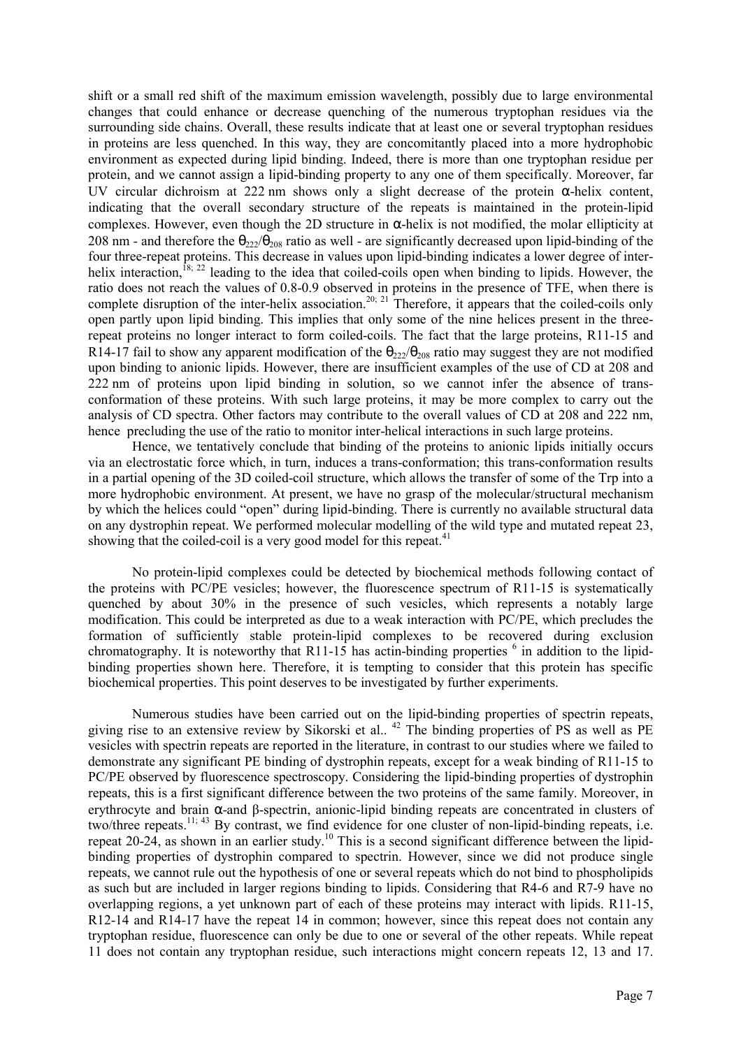shift or a small red shift of the maximum emission wavelength, possibly due to large environmental changes that could enhance or decrease quenching of the numerous tryptophan residues via the surrounding side chains. Overall, these results indicate that at least one or several tryptophan residues in proteins are less quenched. In this way, they are concomitantly placed into a more hydrophobic environment as expected during lipid binding. Indeed, there is more than one tryptophan residue per protein, and we cannot assign a lipid-binding property to any one of them specifically. Moreover, far UV circular dichroism at 222 nm shows only a slight decrease of the protein α-helix content, indicating that the overall secondary structure of the repeats is maintained in the protein-lipid complexes. However, even though the 2D structure in α-helix is not modified, the molar ellipticity at 208 nm - and therefore the $\theta_{222}/\theta_{208}$ ratio as well - are significantly decreased upon lipid-binding of the four three-repeat proteins. This decrease in values upon lipid-binding indicates a lower degree of inter-helix interaction,[18; 22] leading to the idea that coiled-coils open when binding to lipids. However, the ratio does not reach the values of 0.8-0.9 observed in proteins in the presence of TFE, when there is complete disruption of the inter-helix association.[20; 21] Therefore, it appears that the coiled-coils only open partly upon lipid binding. This implies that only some of the nine helices present in the three-repeat proteins no longer interact to form coiled-coils. The fact that the large proteins, R11-15 and R14-17 fail to show any apparent modification of the $\theta_{222}/\theta_{208}$ ratio may suggest they are not modified upon binding to anionic lipids. However, there are insufficient examples of the use of CD at 208 and 222 nm of proteins upon lipid binding in solution, so we cannot infer the absence of trans-conformation of these proteins. With such large proteins, it may be more complex to carry out the analysis of CD spectra. Other factors may contribute to the overall values of CD at 208 and 222 nm, hence precluding the use of the ratio to monitor inter-helical interactions in such large proteins.

Hence, we tentatively conclude that binding of the proteins to anionic lipids initially occurs via an electrostatic force which, in turn, induces a trans-conformation; this trans-conformation results in a partial opening of the 3D coiled-coil structure, which allows the transfer of some of the Trp into a more hydrophobic environment. At present, we have no grasp of the molecular/structural mechanism by which the helices could "open" during lipid-binding. There is currently no available structural data on any dystrophin repeat. We performed molecular modelling of the wild type and mutated repeat 23, showing that the coiled-coil is a very good model for this repeat.[41]

No protein-lipid complexes could be detected by biochemical methods following contact of the proteins with PC/PE vesicles; however, the fluorescence spectrum of R11-15 is systematically quenched by about 30% in the presence of such vesicles, which represents a notably large modification. This could be interpreted as due to a weak interaction with PC/PE, which precludes the formation of sufficiently stable protein-lipid complexes to be recovered during exclusion chromatography. It is noteworthy that R11-15 has actin-binding properties [6] in addition to the lipid-binding properties shown here. Therefore, it is tempting to consider that this protein has specific biochemical properties. This point deserves to be investigated by further experiments.

Numerous studies have been carried out on the lipid-binding properties of spectrin repeats, giving rise to an extensive review by Sikorski et al.. [42] The binding properties of PS as well as PE vesicles with spectrin repeats are reported in the literature, in contrast to our studies where we failed to demonstrate any significant PE binding of dystrophin repeats, except for a weak binding of R11-15 to PC/PE observed by fluorescence spectroscopy. Considering the lipid-binding properties of dystrophin repeats, this is a first significant difference between the two proteins of the same family. Moreover, in erythrocyte and brain α-and β-spectrin, anionic-lipid binding repeats are concentrated in clusters of two/three repeats.[11; 43] By contrast, we find evidence for one cluster of non-lipid-binding repeats, i.e. repeat 20-24, as shown in an earlier study.[10] This is a second significant difference between the lipid-binding properties of dystrophin compared to spectrin. However, since we did not produce single repeats, we cannot rule out the hypothesis of one or several repeats which do not bind to phospholipids as such but are included in larger regions binding to lipids. Considering that R4-6 and R7-9 have no overlapping regions, a yet unknown part of each of these proteins may interact with lipids. R11-15, R12-14 and R14-17 have the repeat 14 in common; however, since this repeat does not contain any tryptophan residue, fluorescence can only be due to one or several of the other repeats. While repeat 11 does not contain any tryptophan residue, such interactions might concern repeats 12, 13 and 17.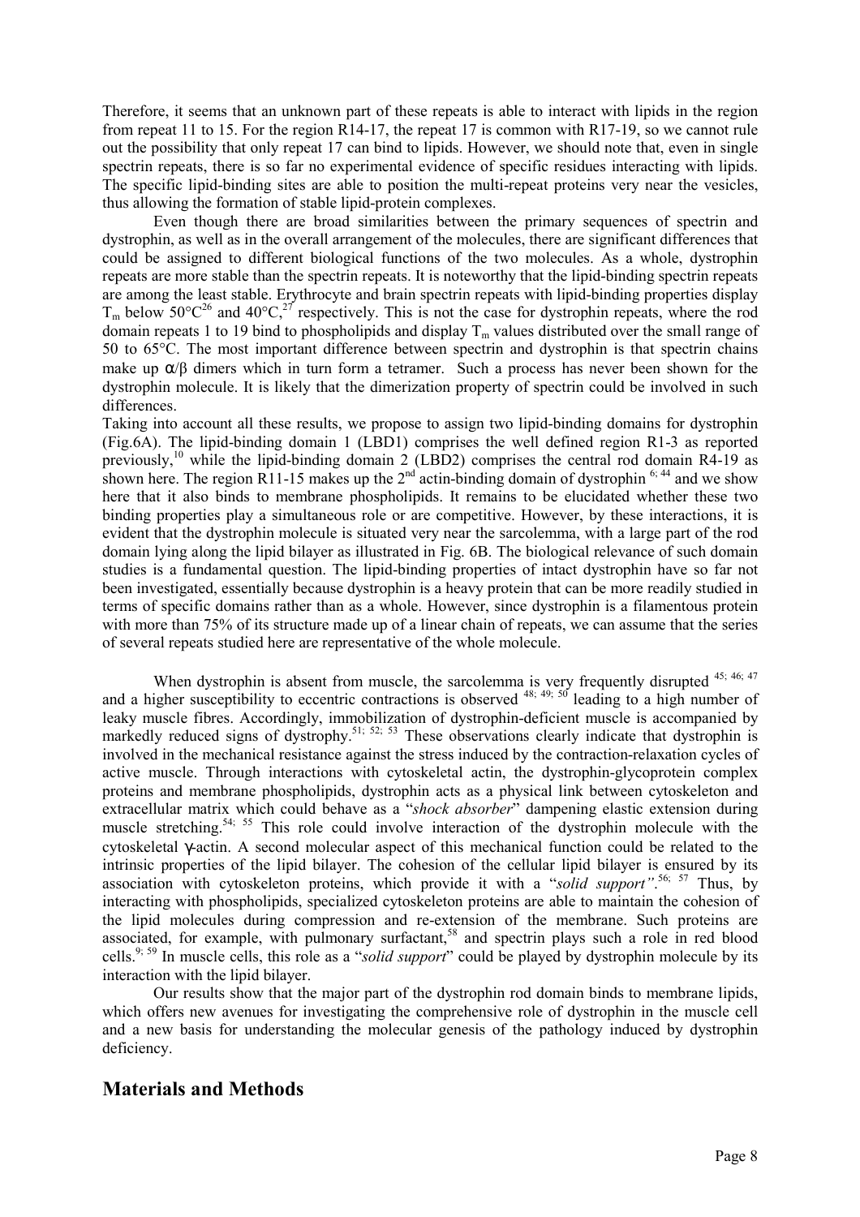Therefore, it seems that an unknown part of these repeats is able to interact with lipids in the region from repeat 11 to 15. For the region R14-17, the repeat 17 is common with R17-19, so we cannot rule out the possibility that only repeat 17 can bind to lipids. However, we should note that, even in single spectrin repeats, there is so far no experimental evidence of specific residues interacting with lipids. The specific lipid-binding sites are able to position the multi-repeat proteins very near the vesicles, thus allowing the formation of stable lipid-protein complexes.

Even though there are broad similarities between the primary sequences of spectrin and dystrophin, as well as in the overall arrangement of the molecules, there are significant differences that could be assigned to different biological functions of the two molecules. As a whole, dystrophin repeats are more stable than the spectrin repeats. It is noteworthy that the lipid-binding spectrin repeats are among the least stable. Erythrocyte and brain spectrin repeats with lipid-binding properties display $T_m$ below 50°C[26] and 40°C,[27] respectively. This is not the case for dystrophin repeats, where the rod domain repeats 1 to 19 bind to phospholipids and display $T_m$ values distributed over the small range of 50 to 65°C. The most important difference between spectrin and dystrophin is that spectrin chains make up α/β dimers which in turn form a tetramer. Such a process has never been shown for the dystrophin molecule. It is likely that the dimerization property of spectrin could be involved in such differences.

Taking into account all these results, we propose to assign two lipid-binding domains for dystrophin (Fig.6A). The lipid-binding domain 1 (LBD1) comprises the well defined region R1-3 as reported previously,[10] while the lipid-binding domain 2 (LBD2) comprises the central rod domain R4-19 as shown here. The region R11-15 makes up the 2nd actin-binding domain of dystrophin [6; 44] and we show here that it also binds to membrane phospholipids. It remains to be elucidated whether these two binding properties play a simultaneous role or are competitive. However, by these interactions, it is evident that the dystrophin molecule is situated very near the sarcolemma, with a large part of the rod domain lying along the lipid bilayer as illustrated in Fig. 6B. The biological relevance of such domain studies is a fundamental question. The lipid-binding properties of intact dystrophin have so far not been investigated, essentially because dystrophin is a heavy protein that can be more readily studied in terms of specific domains rather than as a whole. However, since dystrophin is a filamentous protein with more than 75% of its structure made up of a linear chain of repeats, we can assume that the series of several repeats studied here are representative of the whole molecule.

When dystrophin is absent from muscle, the sarcolemma is very frequently disrupted [45; 46; 47] and a higher susceptibility to eccentric contractions is observed [48; 49; 50] leading to a high number of leaky muscle fibres. Accordingly, immobilization of dystrophin-deficient muscle is accompanied by markedly reduced signs of dystrophy.[51; 52; 53] These observations clearly indicate that dystrophin is involved in the mechanical resistance against the stress induced by the contraction-relaxation cycles of active muscle. Through interactions with cytoskeletal actin, the dystrophin-glycoprotein complex proteins and membrane phospholipids, dystrophin acts as a physical link between cytoskeleton and extracellular matrix which could behave as a "*shock absorber*" dampening elastic extension during muscle stretching.[54; 55] This role could involve interaction of the dystrophin molecule with the cytoskeletal γ-actin. A second molecular aspect of this mechanical function could be related to the intrinsic properties of the lipid bilayer. The cohesion of the cellular lipid bilayer is ensured by its association with cytoskeleton proteins, which provide it with a "*solid support"*.[56; 57] Thus, by interacting with phospholipids, specialized cytoskeleton proteins are able to maintain the cohesion of the lipid molecules during compression and re-extension of the membrane. Such proteins are associated, for example, with pulmonary surfactant,[58] and spectrin plays such a role in red blood cells.[9; 59] In muscle cells, this role as a "*solid support*" could be played by dystrophin molecule by its interaction with the lipid bilayer.

Our results show that the major part of the dystrophin rod domain binds to membrane lipids, which offers new avenues for investigating the comprehensive role of dystrophin in the muscle cell and a new basis for understanding the molecular genesis of the pathology induced by dystrophin deficiency.

## Materials and Methods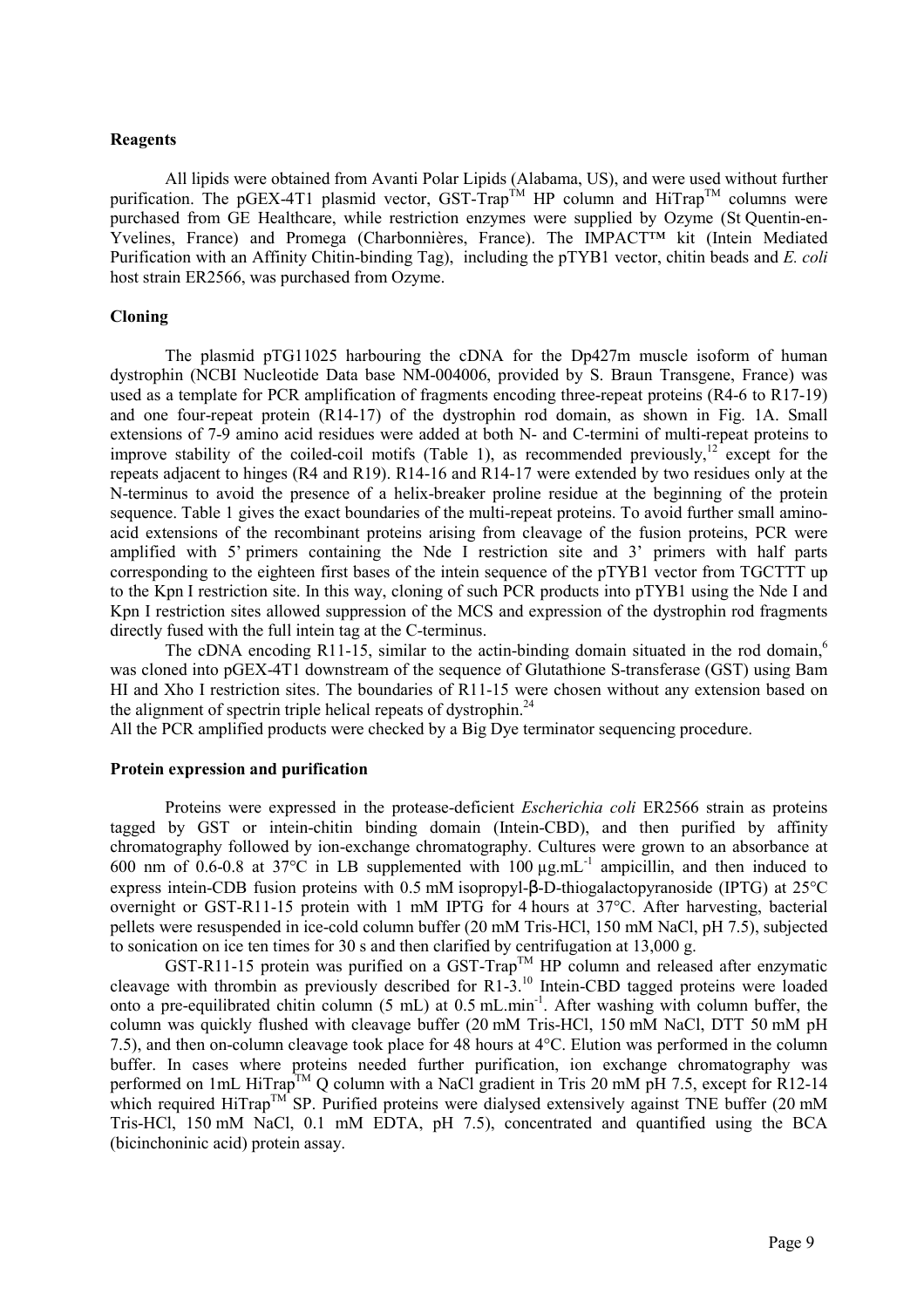### Reagents

All lipids were obtained from Avanti Polar Lipids (Alabama, US), and were used without further purification. The pGEX-4T1 plasmid vector, GST-Trap™ HP column and HiTrap™ columns were purchased from GE Healthcare, while restriction enzymes were supplied by Ozyme (St Quentin-en-Yvelines, France) and Promega (Charbonnières, France). The IMPACT™ kit (Intein Mediated Purification with an Affinity Chitin-binding Tag), including the pTYB1 vector, chitin beads and *E. coli* host strain ER2566, was purchased from Ozyme.

### Cloning

The plasmid pTG11025 harbouring the cDNA for the Dp427m muscle isoform of human dystrophin (NCBI Nucleotide Data base NM-004006, provided by S. Braun Transgene, France) was used as a template for PCR amplification of fragments encoding three-repeat proteins (R4-6 to R17-19) and one four-repeat protein (R14-17) of the dystrophin rod domain, as shown in Fig. 1A. Small extensions of 7-9 amino acid residues were added at both N- and C-termini of multi-repeat proteins to improve stability of the coiled-coil motifs (Table 1), as recommended previously,[12] except for the repeats adjacent to hinges (R4 and R19). R14-16 and R14-17 were extended by two residues only at the N-terminus to avoid the presence of a helix-breaker proline residue at the beginning of the protein sequence. Table 1 gives the exact boundaries of the multi-repeat proteins. To avoid further small amino-acid extensions of the recombinant proteins arising from cleavage of the fusion proteins, PCR were amplified with 5' primers containing the Nde I restriction site and 3' primers with half parts corresponding to the eighteen first bases of the intein sequence of the pTYB1 vector from TGCTTT up to the Kpn I restriction site. In this way, cloning of such PCR products into pTYB1 using the Nde I and Kpn I restriction sites allowed suppression of the MCS and expression of the dystrophin rod fragments directly fused with the full intein tag at the C-terminus.

The cDNA encoding R11-15, similar to the actin-binding domain situated in the rod domain,[6] was cloned into pGEX-4T1 downstream of the sequence of Glutathione S-transferase (GST) using Bam HI and Xho I restriction sites. The boundaries of R11-15 were chosen without any extension based on the alignment of spectrin triple helical repeats of dystrophin.[24]

All the PCR amplified products were checked by a Big Dye terminator sequencing procedure.

### Protein expression and purification

Proteins were expressed in the protease-deficient *Escherichia coli* ER2566 strain as proteins tagged by GST or intein-chitin binding domain (Intein-CBD), and then purified by affinity chromatography followed by ion-exchange chromatography. Cultures were grown to an absorbance at 600 nm of 0.6-0.8 at 37°C in LB supplemented with 100 $\mu g.mL^{-1}$ ampicillin, and then induced to express intein-CDB fusion proteins with 0.5 mM isopropyl-β-D-thiogalactopyranoside (IPTG) at 25°C overnight or GST-R11-15 protein with 1 mM IPTG for 4 hours at 37°C. After harvesting, bacterial pellets were resuspended in ice-cold column buffer (20 mM Tris-HCl, 150 mM NaCl, pH 7.5), subjected to sonication on ice ten times for 30 s and then clarified by centrifugation at 13,000 g.

GST-R11-15 protein was purified on a GST-Trap™ HP column and released after enzymatic cleavage with thrombin as previously described for R1-3.[10] Intein-CBD tagged proteins were loaded onto a pre-equilibrated chitin column (5 mL) at 0.5 $mL.min^{-1}$. After washing with column buffer, the column was quickly flushed with cleavage buffer (20 mM Tris-HCl, 150 mM NaCl, DTT 50 mM pH 7.5), and then on-column cleavage took place for 48 hours at 4°C. Elution was performed in the column buffer. In cases where proteins needed further purification, ion exchange chromatography was performed on 1mL HiTrap™ Q column with a NaCl gradient in Tris 20 mM pH 7.5, except for R12-14 which required HiTrap™ SP. Purified proteins were dialysed extensively against TNE buffer (20 mM Tris-HCl, 150 mM NaCl, 0.1 mM EDTA, pH 7.5), concentrated and quantified using the BCA (bicinchoninic acid) protein assay.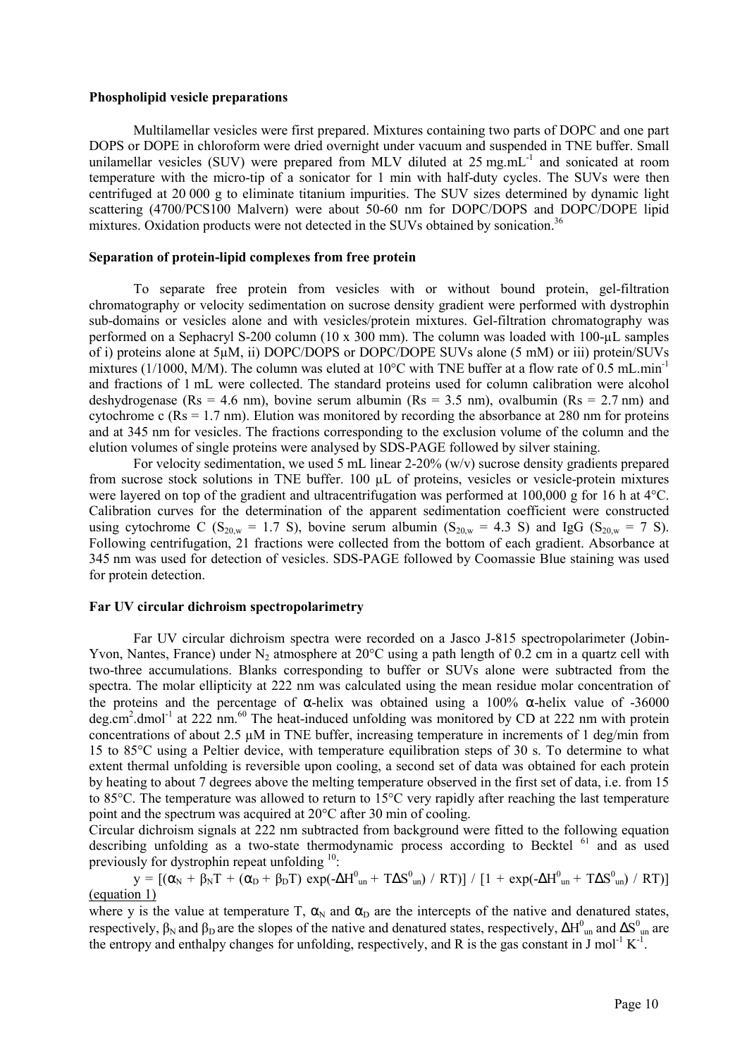### Phospholipid vesicle preparations

Multilamellar vesicles were first prepared. Mixtures containing two parts of DOPC and one part DOPS or DOPE in chloroform were dried overnight under vacuum and suspended in TNE buffer. Small unilamellar vesicles (SUV) were prepared from MLV diluted at 25 mg.mL$^{-1}$ and sonicated at room temperature with the micro-tip of a sonicator for 1 min with half-duty cycles. The SUVs were then centrifuged at 20 000 g to eliminate titanium impurities. The SUV sizes determined by dynamic light scattering (4700/PCS100 Malvern) were about 50-60 nm for DOPC/DOPS and DOPC/DOPE lipid mixtures. Oxidation products were not detected in the SUVs obtained by sonication.[36]

### Separation of protein-lipid complexes from free protein

To separate free protein from vesicles with or without bound protein, gel-filtration chromatography or velocity sedimentation on sucrose density gradient were performed with dystrophin sub-domains or vesicles alone and with vesicles/protein mixtures. Gel-filtration chromatography was performed on a Sephacryl S-200 column (10 x 300 mm). The column was loaded with 100-μL samples of i) proteins alone at 5μM, ii) DOPC/DOPS or DOPC/DOPE SUVs alone (5 mM) or iii) protein/SUVs mixtures (1/1000, M/M). The column was eluted at 10°C with TNE buffer at a flow rate of 0.5 mL.min$^{-1}$ and fractions of 1 mL were collected. The standard proteins used for column calibration were alcohol deshydrogenase (Rs = 4.6 nm), bovine serum albumin (Rs = 3.5 nm), ovalbumin (Rs = 2.7 nm) and cytochrome c (Rs = 1.7 nm). Elution was monitored by recording the absorbance at 280 nm for proteins and at 345 nm for vesicles. The fractions corresponding to the exclusion volume of the column and the elution volumes of single proteins were analysed by SDS-PAGE followed by silver staining.

For velocity sedimentation, we used 5 mL linear 2-20% (w/v) sucrose density gradients prepared from sucrose stock solutions in TNE buffer. 100 μL of proteins, vesicles or vesicle-protein mixtures were layered on top of the gradient and ultracentrifugation was performed at 100,000 g for 16 h at 4°C. Calibration curves for the determination of the apparent sedimentation coefficient were constructed using cytochrome C ($S_{20,w}$ = 1.7 S), bovine serum albumin ($S_{20,w}$ = 4.3 S) and IgG ($S_{20,w}$ = 7 S). Following centrifugation, 21 fractions were collected from the bottom of each gradient. Absorbance at 345 nm was used for detection of vesicles. SDS-PAGE followed by Coomassie Blue staining was used for protein detection.

### Far UV circular dichroism spectropolarimetry

Far UV circular dichroism spectra were recorded on a Jasco J-815 spectropolarimeter (Jobin-Yvon, Nantes, France) under $N_2$ atmosphere at 20°C using a path length of 0.2 cm in a quartz cell with two-three accumulations. Blanks corresponding to buffer or SUVs alone were subtracted from the spectra. The molar ellipticity at 222 nm was calculated using the mean residue molar concentration of the proteins and the percentage of α-helix was obtained using a 100% α-helix value of -36000 deg.cm$^2$.dmol$^{-1}$ at 222 nm.[60] The heat-induced unfolding was monitored by CD at 222 nm with protein concentrations of about 2.5 μM in TNE buffer, increasing temperature in increments of 1 deg/min from 15 to 85°C using a Peltier device, with temperature equilibration steps of 30 s. To determine to what extent thermal unfolding is reversible upon cooling, a second set of data was obtained for each protein by heating to about 7 degrees above the melting temperature observed in the first set of data, i.e. from 15 to 85°C. The temperature was allowed to return to 15°C very rapidly after reaching the last temperature point and the spectrum was acquired at 20°C after 30 min of cooling.

Circular dichroism signals at 222 nm subtracted from background were fitted to the following equation describing unfolding as a two-state thermodynamic process according to Becktel [61] and as used previously for dystrophin repeat unfolding [10]:

$$y = [(\alpha_N + \beta_N T + (\alpha_D + \beta_D T)\exp(-\Delta H^0_{un} + T\Delta S^0_{un}) / RT)] / [1 + \exp(-\Delta H^0_{un} + T\Delta S^0_{un}) / RT)]$$

(equation 1)

where y is the value at temperature T, $\alpha_N$ and $\alpha_D$ are the intercepts of the native and denatured states, respectively, $\beta_N$ and $\beta_D$ are the slopes of the native and denatured states, respectively, $\Delta H^0_{un}$ and $\Delta S^0_{un}$ are the entropy and enthalpy changes for unfolding, respectively, and R is the gas constant in J mol$^{-1}$ K$^{-1}$.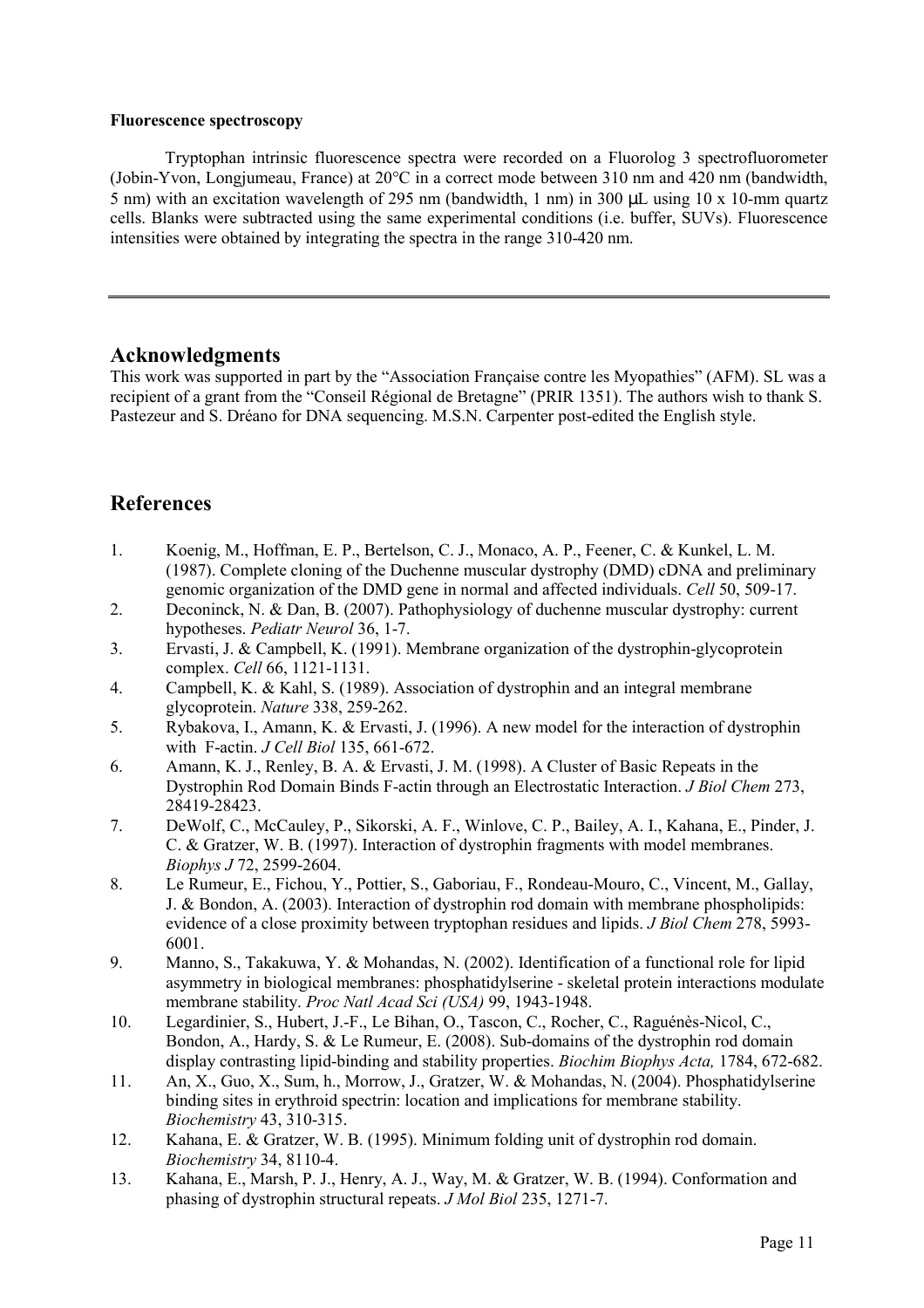**Fluorescence spectroscopy**

Tryptophan intrinsic fluorescence spectra were recorded on a Fluorolog 3 spectrofluorometer (Jobin-Yvon, Longjumeau, France) at 20°C in a correct mode between 310 nm and 420 nm (bandwidth, 5 nm) with an excitation wavelength of 295 nm (bandwidth, 1 nm) in 300 µL using 10 x 10-mm quartz cells. Blanks were subtracted using the same experimental conditions (i.e. buffer, SUVs). Fluorescence intensities were obtained by integrating the spectra in the range 310-420 nm.

---

## Acknowledgments

This work was supported in part by the "Association Française contre les Myopathies" (AFM). SL was a recipient of a grant from the "Conseil Régional de Bretagne" (PRIR 1351). The authors wish to thank S. Pastezeur and S. Dréano for DNA sequencing. M.S.N. Carpenter post-edited the English style.

## References

1. Koenig, M., Hoffman, E. P., Bertelson, C. J., Monaco, A. P., Feener, C. & Kunkel, L. M. (1987). Complete cloning of the Duchenne muscular dystrophy (DMD) cDNA and preliminary genomic organization of the DMD gene in normal and affected individuals. *Cell* 50, 509-17.
2. Deconinck, N. & Dan, B. (2007). Pathophysiology of duchenne muscular dystrophy: current hypotheses. *Pediatr Neurol* 36, 1-7.
3. Ervasti, J. & Campbell, K. (1991). Membrane organization of the dystrophin-glycoprotein complex. *Cell* 66, 1121-1131.
4. Campbell, K. & Kahl, S. (1989). Association of dystrophin and an integral membrane glycoprotein. *Nature* 338, 259-262.
5. Rybakova, I., Amann, K. & Ervasti, J. (1996). A new model for the interaction of dystrophin with F-actin. *J Cell Biol* 135, 661-672.
6. Amann, K. J., Renley, B. A. & Ervasti, J. M. (1998). A Cluster of Basic Repeats in the Dystrophin Rod Domain Binds F-actin through an Electrostatic Interaction. *J Biol Chem* 273, 28419-28423.
7. DeWolf, C., McCauley, P., Sikorski, A. F., Winlove, C. P., Bailey, A. I., Kahana, E., Pinder, J. C. & Gratzer, W. B. (1997). Interaction of dystrophin fragments with model membranes. *Biophys J* 72, 2599-2604.
8. Le Rumeur, E., Fichou, Y., Pottier, S., Gaboriau, F., Rondeau-Mouro, C., Vincent, M., Gallay, J. & Bondon, A. (2003). Interaction of dystrophin rod domain with membrane phospholipids: evidence of a close proximity between tryptophan residues and lipids. *J Biol Chem* 278, 5993-6001.
9. Manno, S., Takakuwa, Y. & Mohandas, N. (2002). Identification of a functional role for lipid asymmetry in biological membranes: phosphatidylserine - skeletal protein interactions modulate membrane stability. *Proc Natl Acad Sci (USA)* 99, 1943-1948.
10. Legardinier, S., Hubert, J.-F., Le Bihan, O., Tascon, C., Rocher, C., Raguénès-Nicol, C., Bondon, A., Hardy, S. & Le Rumeur, E. (2008). Sub-domains of the dystrophin rod domain display contrasting lipid-binding and stability properties. *Biochim Biophys Acta,* 1784, 672-682.
11. An, X., Guo, X., Sum, h., Morrow, J., Gratzer, W. & Mohandas, N. (2004). Phosphatidylserine binding sites in erythroid spectrin: location and implications for membrane stability. *Biochemistry* 43, 310-315.
12. Kahana, E. & Gratzer, W. B. (1995). Minimum folding unit of dystrophin rod domain. *Biochemistry* 34, 8110-4.
13. Kahana, E., Marsh, P. J., Henry, A. J., Way, M. & Gratzer, W. B. (1994). Conformation and phasing of dystrophin structural repeats. *J Mol Biol* 235, 1271-7.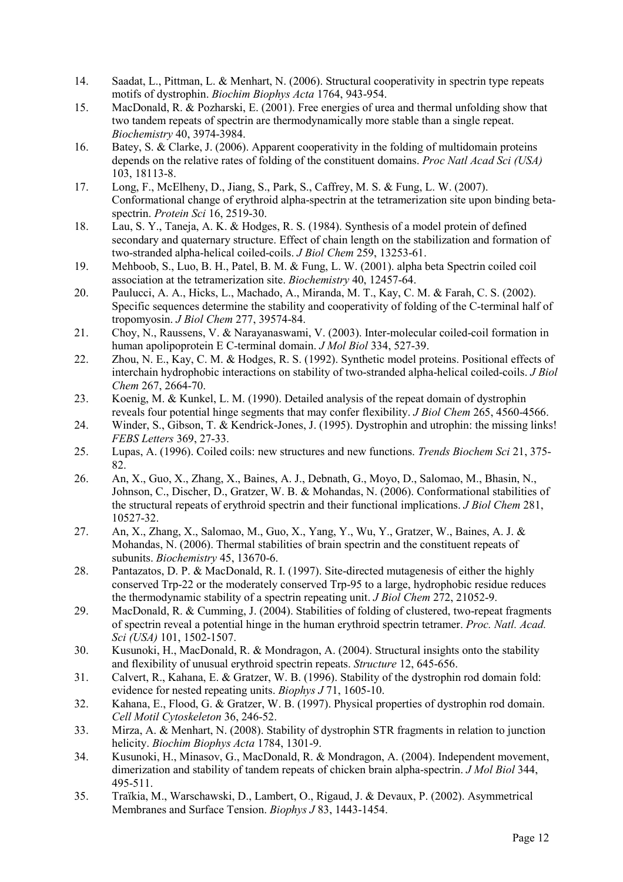14. Saadat, L., Pittman, L. & Menhart, N. (2006). Structural cooperativity in spectrin type repeats motifs of dystrophin. *Biochim Biophys Acta* 1764, 943-954.
15. MacDonald, R. & Pozharski, E. (2001). Free energies of urea and thermal unfolding show that two tandem repeats of spectrin are thermodynamically more stable than a single repeat. *Biochemistry* 40, 3974-3984.
16. Batey, S. & Clarke, J. (2006). Apparent cooperativity in the folding of multidomain proteins depends on the relative rates of folding of the constituent domains. *Proc Natl Acad Sci (USA)* 103, 18113-8.
17. Long, F., McElheny, D., Jiang, S., Park, S., Caffrey, M. S. & Fung, L. W. (2007). Conformational change of erythroid alpha-spectrin at the tetramerization site upon binding beta-spectrin. *Protein Sci* 16, 2519-30.
18. Lau, S. Y., Taneja, A. K. & Hodges, R. S. (1984). Synthesis of a model protein of defined secondary and quaternary structure. Effect of chain length on the stabilization and formation of two-stranded alpha-helical coiled-coils. *J Biol Chem* 259, 13253-61.
19. Mehboob, S., Luo, B. H., Patel, B. M. & Fung, L. W. (2001). alpha beta Spectrin coiled coil association at the tetramerization site. *Biochemistry* 40, 12457-64.
20. Paulucci, A. A., Hicks, L., Machado, A., Miranda, M. T., Kay, C. M. & Farah, C. S. (2002). Specific sequences determine the stability and cooperativity of folding of the C-terminal half of tropomyosin. *J Biol Chem* 277, 39574-84.
21. Choy, N., Raussens, V. & Narayanaswami, V. (2003). Inter-molecular coiled-coil formation in human apolipoprotein E C-terminal domain. *J Mol Biol* 334, 527-39.
22. Zhou, N. E., Kay, C. M. & Hodges, R. S. (1992). Synthetic model proteins. Positional effects of interchain hydrophobic interactions on stability of two-stranded alpha-helical coiled-coils. *J Biol Chem* 267, 2664-70.
23. Koenig, M. & Kunkel, L. M. (1990). Detailed analysis of the repeat domain of dystrophin reveals four potential hinge segments that may confer flexibility. *J Biol Chem* 265, 4560-4566.
24. Winder, S., Gibson, T. & Kendrick-Jones, J. (1995). Dystrophin and utrophin: the missing links! *FEBS Letters* 369, 27-33.
25. Lupas, A. (1996). Coiled coils: new structures and new functions. *Trends Biochem Sci* 21, 375-82.
26. An, X., Guo, X., Zhang, X., Baines, A. J., Debnath, G., Moyo, D., Salomao, M., Bhasin, N., Johnson, C., Discher, D., Gratzer, W. B. & Mohandas, N. (2006). Conformational stabilities of the structural repeats of erythroid spectrin and their functional implications. *J Biol Chem* 281, 10527-32.
27. An, X., Zhang, X., Salomao, M., Guo, X., Yang, Y., Wu, Y., Gratzer, W., Baines, A. J. & Mohandas, N. (2006). Thermal stabilities of brain spectrin and the constituent repeats of subunits. *Biochemistry* 45, 13670-6.
28. Pantazatos, D. P. & MacDonald, R. I. (1997). Site-directed mutagenesis of either the highly conserved Trp-22 or the moderately conserved Trp-95 to a large, hydrophobic residue reduces the thermodynamic stability of a spectrin repeating unit. *J Biol Chem* 272, 21052-9.
29. MacDonald, R. & Cumming, J. (2004). Stabilities of folding of clustered, two-repeat fragments of spectrin reveal a potential hinge in the human erythroid spectrin tetramer. *Proc. Natl. Acad. Sci (USA)* 101, 1502-1507.
30. Kusunoki, H., MacDonald, R. & Mondragon, A. (2004). Structural insights onto the stability and flexibility of unusual erythroid spectrin repeats. *Structure* 12, 645-656.
31. Calvert, R., Kahana, E. & Gratzer, W. B. (1996). Stability of the dystrophin rod domain fold: evidence for nested repeating units. *Biophys J* 71, 1605-10.
32. Kahana, E., Flood, G. & Gratzer, W. B. (1997). Physical properties of dystrophin rod domain. *Cell Motil Cytoskeleton* 36, 246-52.
33. Mirza, A. & Menhart, N. (2008). Stability of dystrophin STR fragments in relation to junction helicity. *Biochim Biophys Acta* 1784, 1301-9.
34. Kusunoki, H., Minasov, G., MacDonald, R. & Mondragon, A. (2004). Independent movement, dimerization and stability of tandem repeats of chicken brain alpha-spectrin. *J Mol Biol* 344, 495-511.
35. Traïkia, M., Warschawski, D., Lambert, O., Rigaud, J. & Devaux, P. (2002). Asymmetrical Membranes and Surface Tension. *Biophys J* 83, 1443-1454.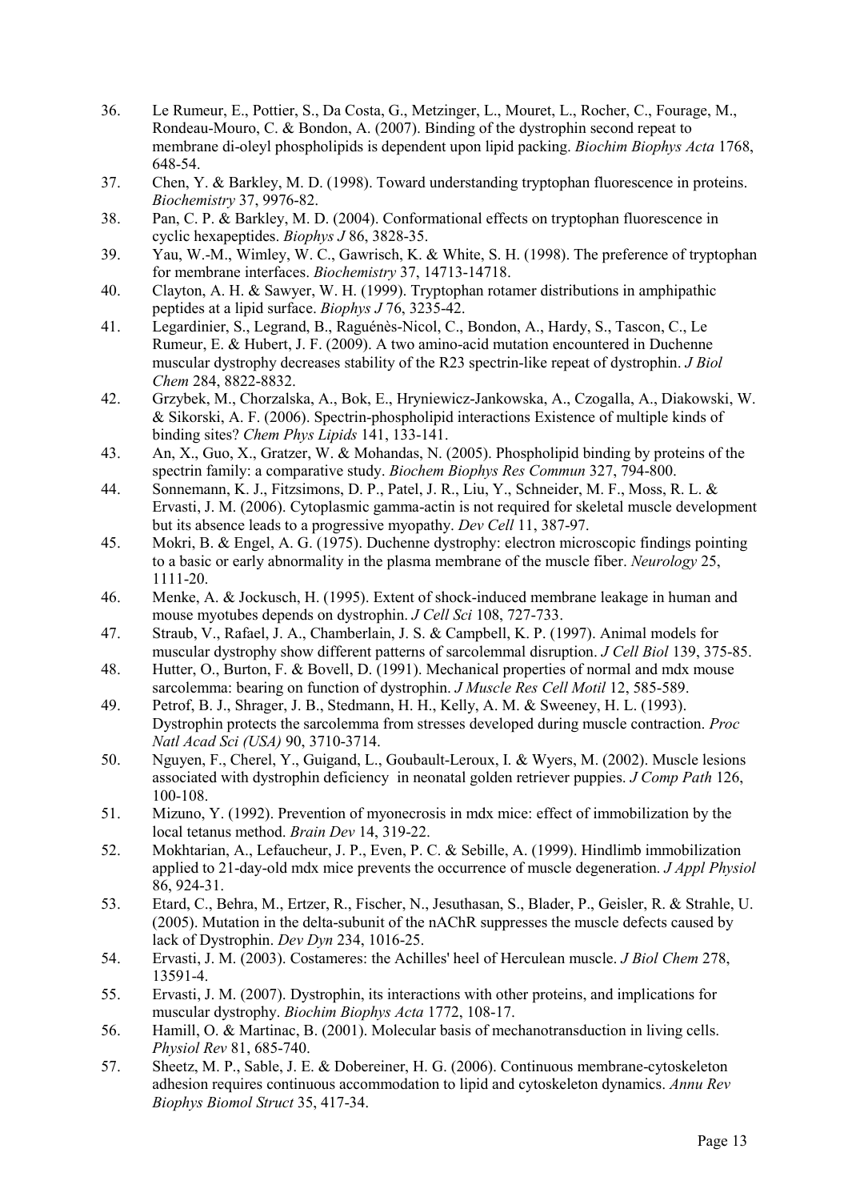36. Le Rumeur, E., Pottier, S., Da Costa, G., Metzinger, L., Mouret, L., Rocher, C., Fourage, M., Rondeau-Mouro, C. & Bondon, A. (2007). Binding of the dystrophin second repeat to membrane di-oleyl phospholipids is dependent upon lipid packing. *Biochim Biophys Acta* 1768, 648-54.
37. Chen, Y. & Barkley, M. D. (1998). Toward understanding tryptophan fluorescence in proteins. *Biochemistry* 37, 9976-82.
38. Pan, C. P. & Barkley, M. D. (2004). Conformational effects on tryptophan fluorescence in cyclic hexapeptides. *Biophys J* 86, 3828-35.
39. Yau, W.-M., Wimley, W. C., Gawrisch, K. & White, S. H. (1998). The preference of tryptophan for membrane interfaces. *Biochemistry* 37, 14713-14718.
40. Clayton, A. H. & Sawyer, W. H. (1999). Tryptophan rotamer distributions in amphipathic peptides at a lipid surface. *Biophys J* 76, 3235-42.
41. Legardinier, S., Legrand, B., Raguénès-Nicol, C., Bondon, A., Hardy, S., Tascon, C., Le Rumeur, E. & Hubert, J. F. (2009). A two amino-acid mutation encountered in Duchenne muscular dystrophy decreases stability of the R23 spectrin-like repeat of dystrophin. *J Biol Chem* 284, 8822-8832.
42. Grzybek, M., Chorzalska, A., Bok, E., Hryniewicz-Jankowska, A., Czogalla, A., Diakowski, W. & Sikorski, A. F. (2006). Spectrin-phospholipid interactions Existence of multiple kinds of binding sites? *Chem Phys Lipids* 141, 133-141.
43. An, X., Guo, X., Gratzer, W. & Mohandas, N. (2005). Phospholipid binding by proteins of the spectrin family: a comparative study. *Biochem Biophys Res Commun* 327, 794-800.
44. Sonnemann, K. J., Fitzsimons, D. P., Patel, J. R., Liu, Y., Schneider, M. F., Moss, R. L. & Ervasti, J. M. (2006). Cytoplasmic gamma-actin is not required for skeletal muscle development but its absence leads to a progressive myopathy. *Dev Cell* 11, 387-97.
45. Mokri, B. & Engel, A. G. (1975). Duchenne dystrophy: electron microscopic findings pointing to a basic or early abnormality in the plasma membrane of the muscle fiber. *Neurology* 25, 1111-20.
46. Menke, A. & Jockusch, H. (1995). Extent of shock-induced membrane leakage in human and mouse myotubes depends on dystrophin. *J Cell Sci* 108, 727-733.
47. Straub, V., Rafael, J. A., Chamberlain, J. S. & Campbell, K. P. (1997). Animal models for muscular dystrophy show different patterns of sarcolemmal disruption. *J Cell Biol* 139, 375-85.
48. Hutter, O., Burton, F. & Bovell, D. (1991). Mechanical properties of normal and mdx mouse sarcolemma: bearing on function of dystrophin. *J Muscle Res Cell Motil* 12, 585-589.
49. Petrof, B. J., Shrager, J. B., Stedmann, H. H., Kelly, A. M. & Sweeney, H. L. (1993). Dystrophin protects the sarcolemma from stresses developed during muscle contraction. *Proc Natl Acad Sci (USA)* 90, 3710-3714.
50. Nguyen, F., Cherel, Y., Guigand, L., Goubault-Leroux, I. & Wyers, M. (2002). Muscle lesions associated with dystrophin deficiency in neonatal golden retriever puppies. *J Comp Path* 126, 100-108.
51. Mizuno, Y. (1992). Prevention of myonecrosis in mdx mice: effect of immobilization by the local tetanus method. *Brain Dev* 14, 319-22.
52. Mokhtarian, A., Lefaucheur, J. P., Even, P. C. & Sebille, A. (1999). Hindlimb immobilization applied to 21-day-old mdx mice prevents the occurrence of muscle degeneration. *J Appl Physiol* 86, 924-31.
53. Etard, C., Behra, M., Ertzer, R., Fischer, N., Jesuthasan, S., Blader, P., Geisler, R. & Strahle, U. (2005). Mutation in the delta-subunit of the nAChR suppresses the muscle defects caused by lack of Dystrophin. *Dev Dyn* 234, 1016-25.
54. Ervasti, J. M. (2003). Costameres: the Achilles' heel of Herculean muscle. *J Biol Chem* 278, 13591-4.
55. Ervasti, J. M. (2007). Dystrophin, its interactions with other proteins, and implications for muscular dystrophy. *Biochim Biophys Acta* 1772, 108-17.
56. Hamill, O. & Martinac, B. (2001). Molecular basis of mechanotransduction in living cells. *Physiol Rev* 81, 685-740.
57. Sheetz, M. P., Sable, J. E. & Dobereiner, H. G. (2006). Continuous membrane-cytoskeleton adhesion requires continuous accommodation to lipid and cytoskeleton dynamics. *Annu Rev Biophys Biomol Struct* 35, 417-34.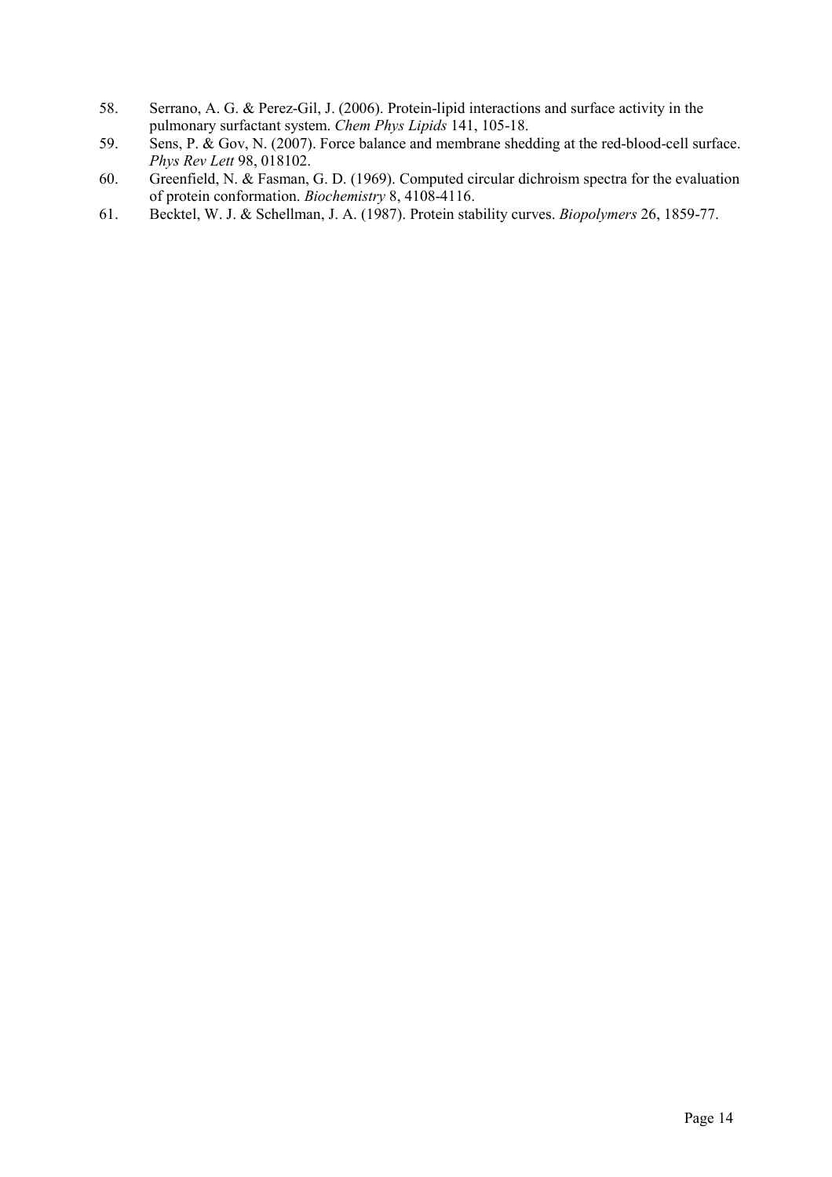58. Serrano, A. G. & Perez-Gil, J. (2006). Protein-lipid interactions and surface activity in the pulmonary surfactant system. *Chem Phys Lipids* 141, 105-18.
59. Sens, P. & Gov, N. (2007). Force balance and membrane shedding at the red-blood-cell surface. *Phys Rev Lett* 98, 018102.
60. Greenfield, N. & Fasman, G. D. (1969). Computed circular dichroism spectra for the evaluation of protein conformation. *Biochemistry* 8, 4108-4116.
61. Becktel, W. J. & Schellman, J. A. (1987). Protein stability curves. *Biopolymers* 26, 1859-77.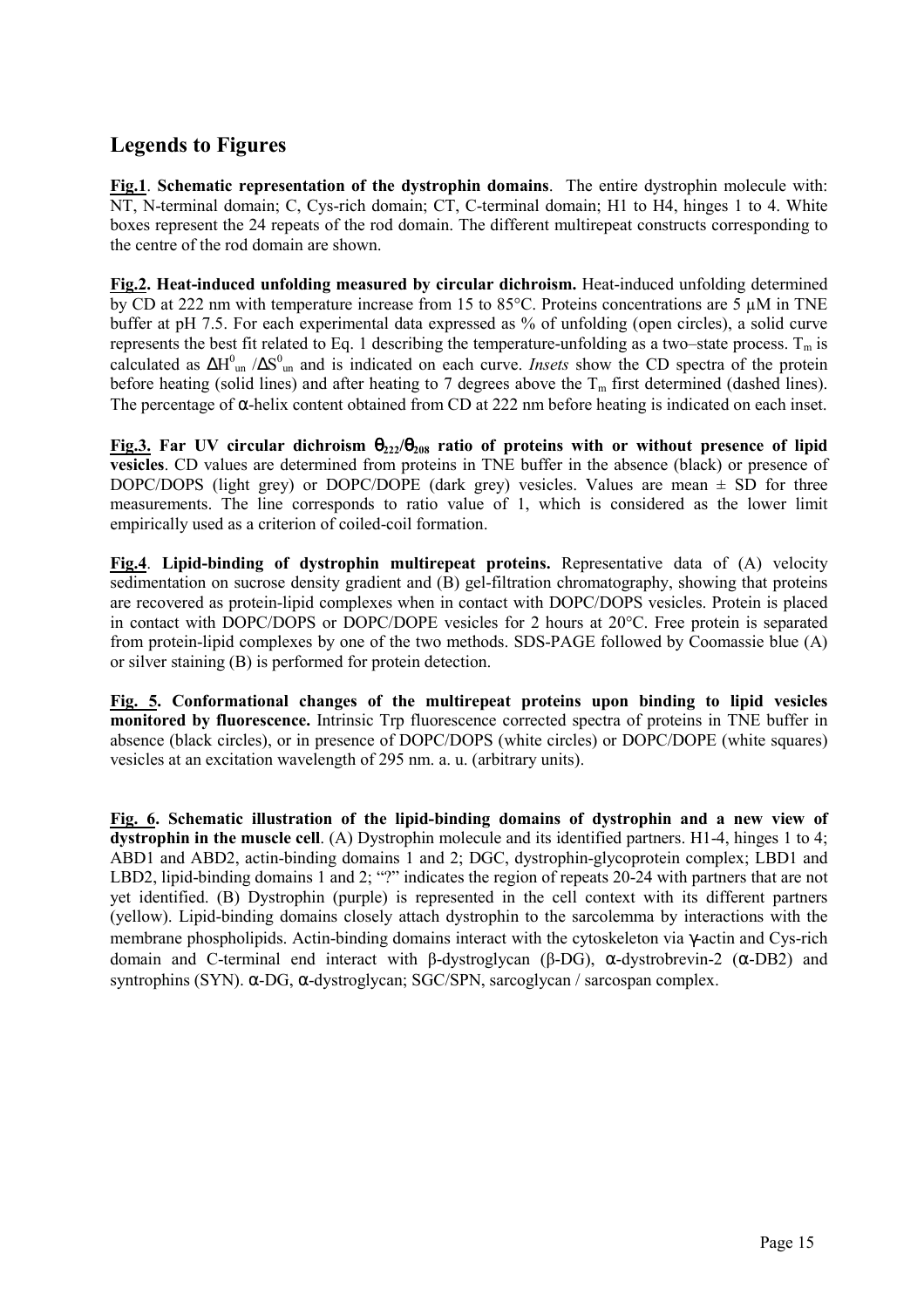## Legends to Figures

**Fig.1**. **Schematic representation of the dystrophin domains**. The entire dystrophin molecule with: NT, N-terminal domain; C, Cys-rich domain; CT, C-terminal domain; H1 to H4, hinges 1 to 4. White boxes represent the 24 repeats of the rod domain. The different multirepeat constructs corresponding to the centre of the rod domain are shown.

**Fig.2. Heat-induced unfolding measured by circular dichroism.** Heat-induced unfolding determined by CD at 222 nm with temperature increase from 15 to 85°C. Proteins concentrations are 5 µM in TNE buffer at pH 7.5. For each experimental data expressed as % of unfolding (open circles), a solid curve represents the best fit related to Eq. 1 describing the temperature-unfolding as a two–state process. $T_m$ is calculated as $\Delta H^0_{un} / \Delta S^0_{un}$ and is indicated on each curve. *Insets* show the CD spectra of the protein before heating (solid lines) and after heating to 7 degrees above the $T_m$ first determined (dashed lines). The percentage of α-helix content obtained from CD at 222 nm before heating is indicated on each inset.

**Fig.3. Far UV circular dichroism $\theta_{222}/\theta_{208}$ ratio of proteins with or without presence of lipid vesicles**. CD values are determined from proteins in TNE buffer in the absence (black) or presence of DOPC/DOPS (light grey) or DOPC/DOPE (dark grey) vesicles. Values are mean ± SD for three measurements. The line corresponds to ratio value of 1, which is considered as the lower limit empirically used as a criterion of coiled-coil formation.

**Fig.4**. **Lipid-binding of dystrophin multirepeat proteins.** Representative data of (A) velocity sedimentation on sucrose density gradient and (B) gel-filtration chromatography, showing that proteins are recovered as protein-lipid complexes when in contact with DOPC/DOPS vesicles. Protein is placed in contact with DOPC/DOPS or DOPC/DOPE vesicles for 2 hours at 20°C. Free protein is separated from protein-lipid complexes by one of the two methods. SDS-PAGE followed by Coomassie blue (A) or silver staining (B) is performed for protein detection.

**Fig. 5. Conformational changes of the multirepeat proteins upon binding to lipid vesicles monitored by fluorescence.** Intrinsic Trp fluorescence corrected spectra of proteins in TNE buffer in absence (black circles), or in presence of DOPC/DOPS (white circles) or DOPC/DOPE (white squares) vesicles at an excitation wavelength of 295 nm. a. u. (arbitrary units).

**Fig. 6. Schematic illustration of the lipid-binding domains of dystrophin and a new view of dystrophin in the muscle cell**. (A) Dystrophin molecule and its identified partners. H1-4, hinges 1 to 4; ABD1 and ABD2, actin-binding domains 1 and 2; DGC, dystrophin-glycoprotein complex; LBD1 and LBD2, lipid-binding domains 1 and 2; "?" indicates the region of repeats 20-24 with partners that are not yet identified. (B) Dystrophin (purple) is represented in the cell context with its different partners (yellow). Lipid-binding domains closely attach dystrophin to the sarcolemma by interactions with the membrane phospholipids. Actin-binding domains interact with the cytoskeleton via γ-actin and Cys-rich domain and C-terminal end interact with β-dystroglycan (β-DG), α-dystrobrevin-2 (α-DB2) and syntrophins (SYN). α-DG, α-dystroglycan; SGC/SPN, sarcoglycan / sarcospan complex.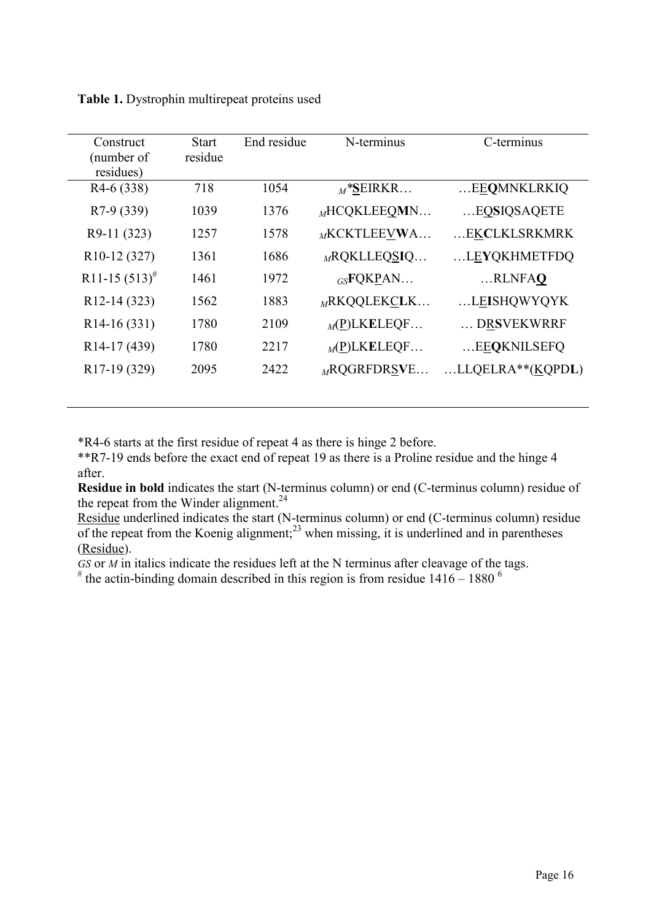**Table 1.** Dystrophin multirepeat proteins used

| Construct (number of residues) | Start residue | End residue | N-terminus | C-terminus |
|---|---|---|---|---|
| R4-6 (338) | 718 | 1054 | *M* *<u>**S**</u>EIRKR… | …EE**Q**MNKLRKIQ |
| R7-9 (339) | 1039 | 1376 | *M*HCQKLEEQ**M**N… | …EQ**S**IQSAQETE |
| R9-11 (323) | 1257 | 1578 | *M*KCKTLEEV**W**A… | …EK**C**LKLSRKMRK |
| R10-12 (327) | 1361 | 1686 | *M*RQKLLEQS**I**Q… | …LE**Y**QKHMETFDQ |
| R11-15 (513)[#] | 1461 | 1972 | *GS***F**QKPAN… | …RLNFA**Q** |
| R12-14 (323) | 1562 | 1883 | *M*RKQQLEKC**L**K… | …LE**I**SHQWYQYK |
| R14-16 (331) | 1780 | 2109 | *M*(<u>P</u>)LK**E**LEQF… | … DR**S**VEKWRRF |
| R14-17 (439) | 1780 | 2217 | *M*(<u>P</u>)LK**E**LEQF… | …EE**Q**KNILSEFQ |
| R17-19 (329) | 2095 | 2422 | *M*RQGRFDRS**V**E… | …LLQELRA**(<u>K</u>QPD**L**) |

*R4-6 starts at the first residue of repeat 4 as there is hinge 2 before.

**R7-19 ends before the exact end of repeat 19 as there is a Proline residue and the hinge 4 after.

**Residue in bold** indicates the start (N-terminus column) or end (C-terminus column) residue of the repeat from the Winder alignment.[24]

<u>Residue</u> underlined indicates the start (N-terminus column) or end (C-terminus column) residue of the repeat from the Koenig alignment;[23] when missing, it is underlined and in parentheses (<u>Residue</u>).

*GS* or *M* in italics indicate the residues left at the N terminus after cleavage of the tags.

[#] the actin-binding domain described in this region is from residue 1416 – 1880 [6]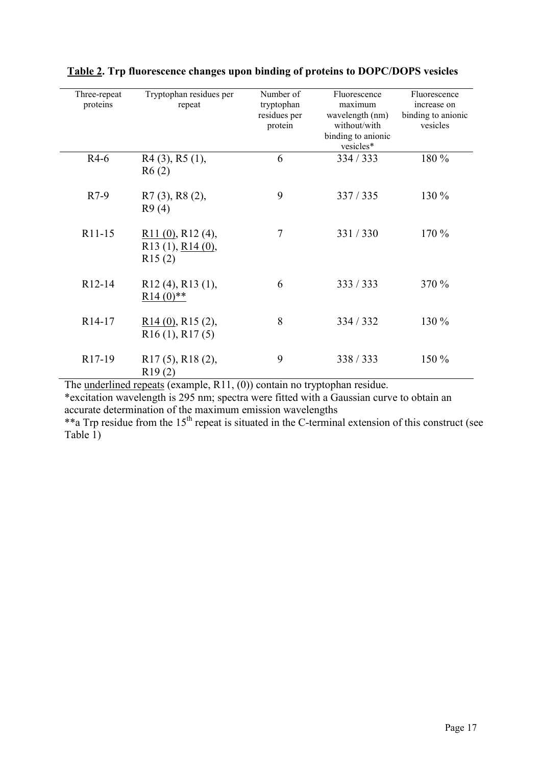**Table 2. Trp fluorescence changes upon binding of proteins to DOPC/DOPS vesicles**

| Three-repeat proteins | Tryptophan residues per repeat | Number of tryptophan residues per protein | Fluorescence maximum wavelength (nm) without/with binding to anionic vesicles* | Fluorescence increase on binding to anionic vesicles |
|---|---|---|---|---|
| R4-6 | R4 (3), R5 (1), R6 (2) | 6 | 334 / 333 | 180 % |
| R7-9 | R7 (3), R8 (2), R9 (4) | 9 | 337 / 335 | 130 % |
| R11-15 | <u>R11 (0)</u>, R12 (4), R13 (1), <u>R14 (0)</u>, R15 (2) | 7 | 331 / 330 | 170 % |
| R12-14 | R12 (4), R13 (1), <u>R14 (0)**</u> | 6 | 333 / 333 | 370 % |
| R14-17 | <u>R14 (0)</u>, R15 (2), R16 (1), R17 (5) | 8 | 334 / 332 | 130 % |
| R17-19 | R17 (5), R18 (2), R19 (2) | 9 | 338 / 333 | 150 % |

The <u>underlined repeats</u> (example, R11, (0)) contain no tryptophan residue.

*excitation wavelength is 295 nm; spectra were fitted with a Gaussian curve to obtain an accurate determination of the maximum emission wavelengths

**a Trp residue from the 15th repeat is situated in the C-terminal extension of this construct (see Table 1)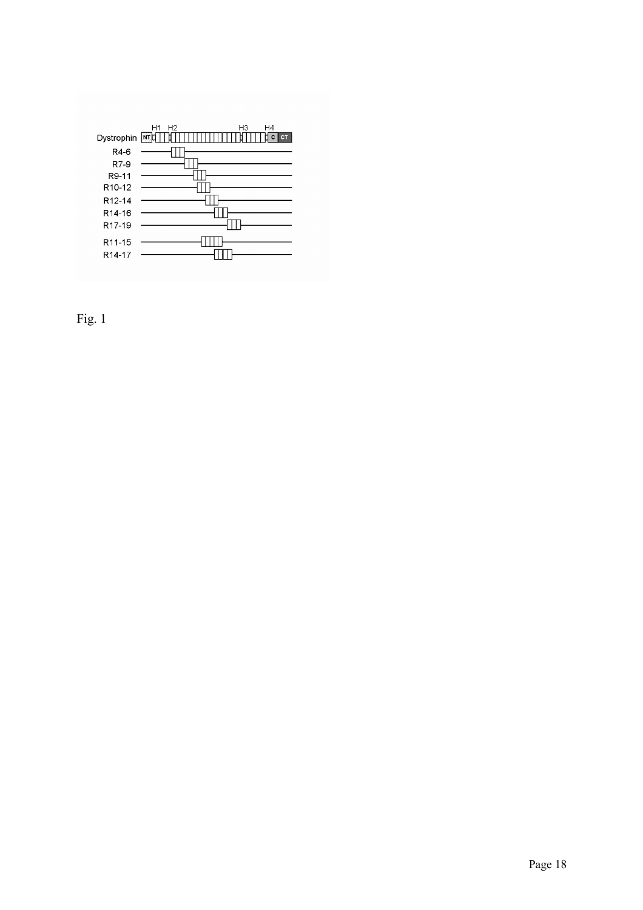Fig. 1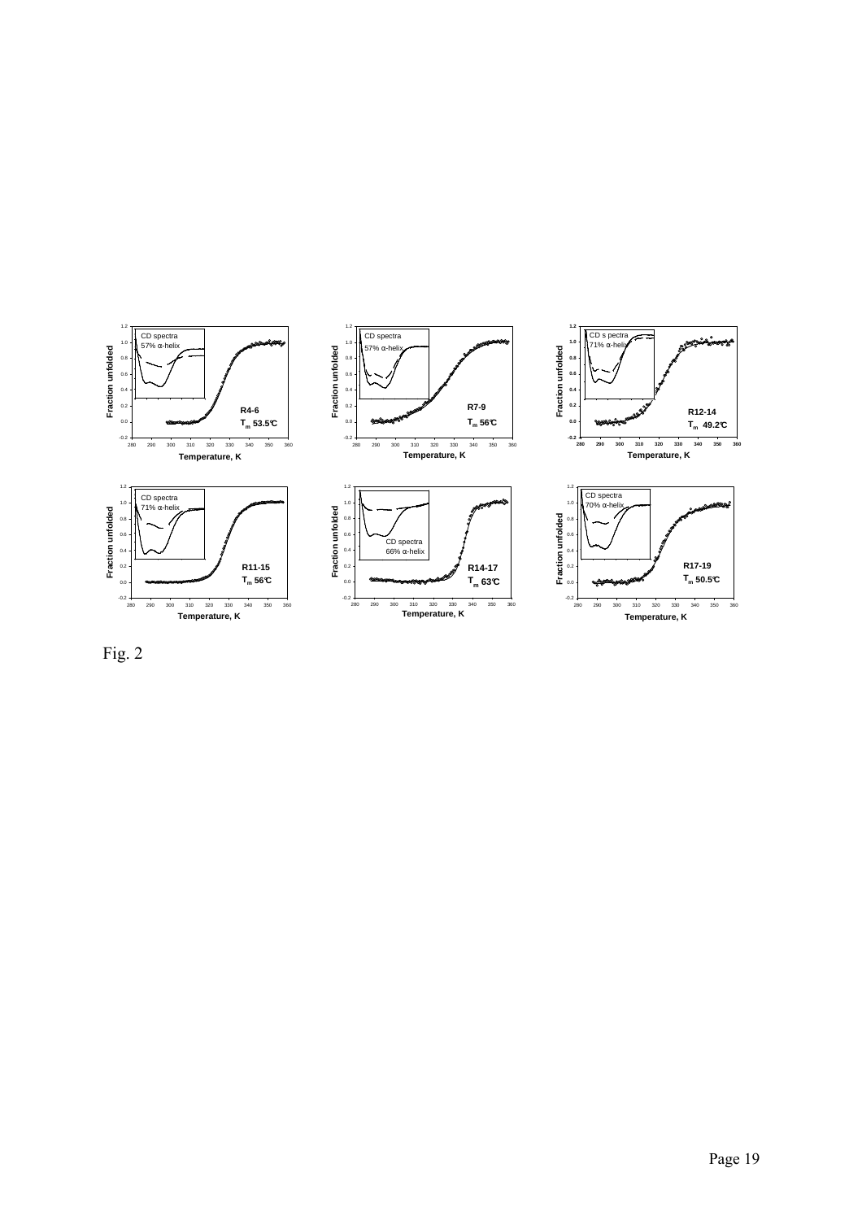Fig. 2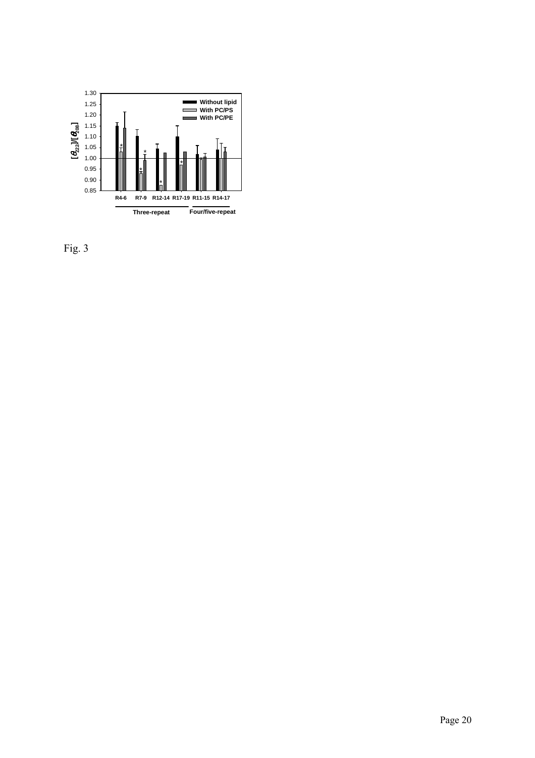Fig. 3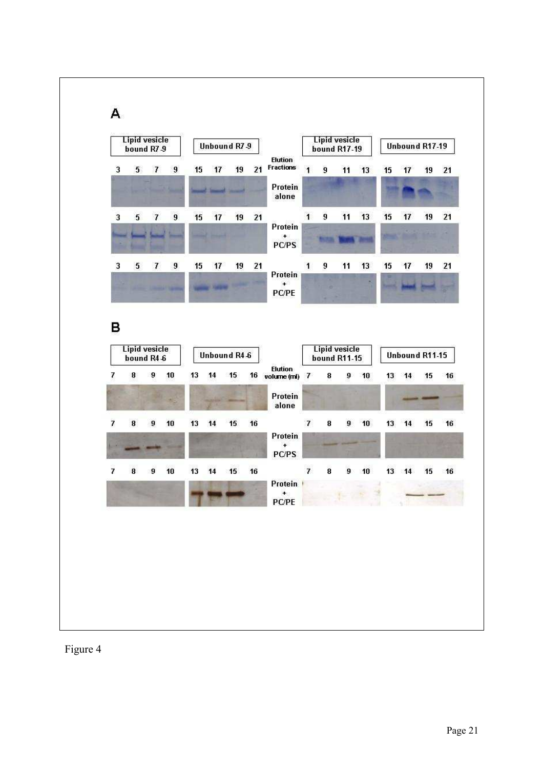Figure 4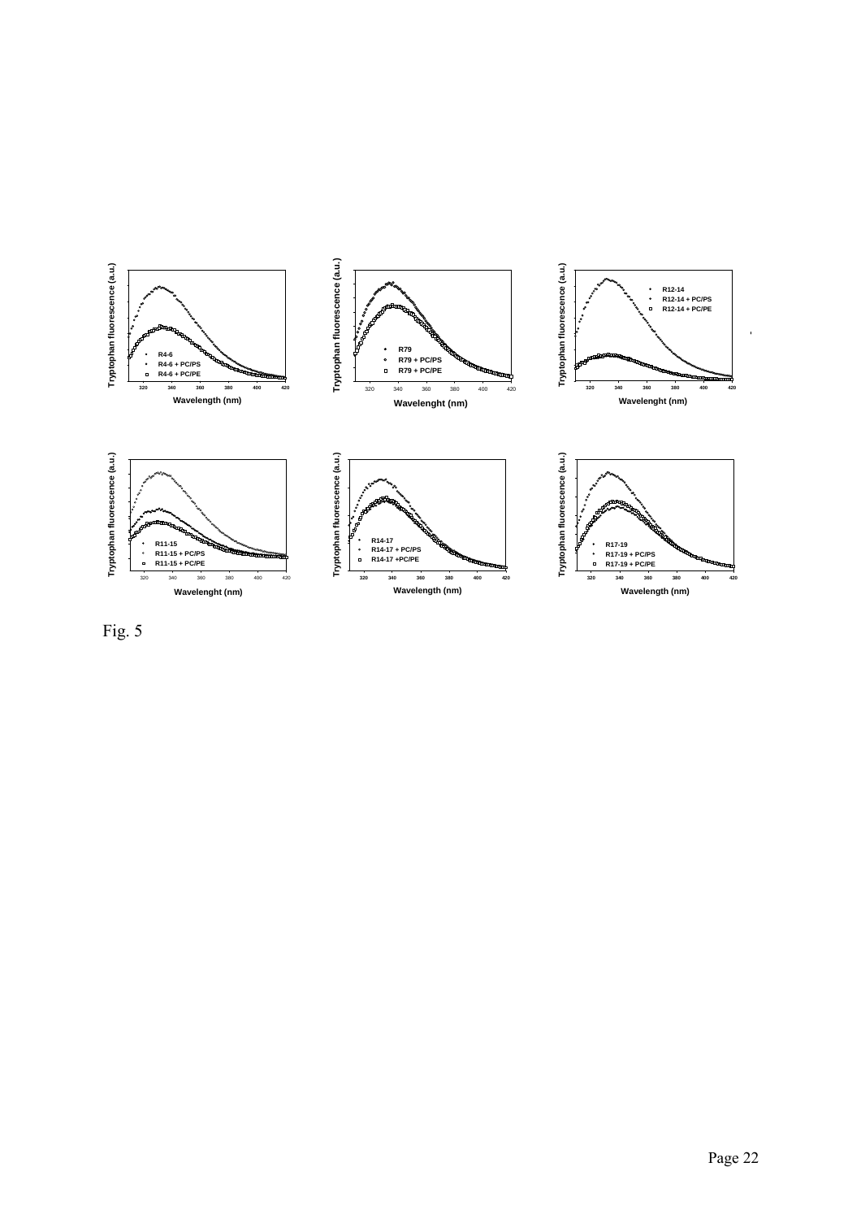Fig. 5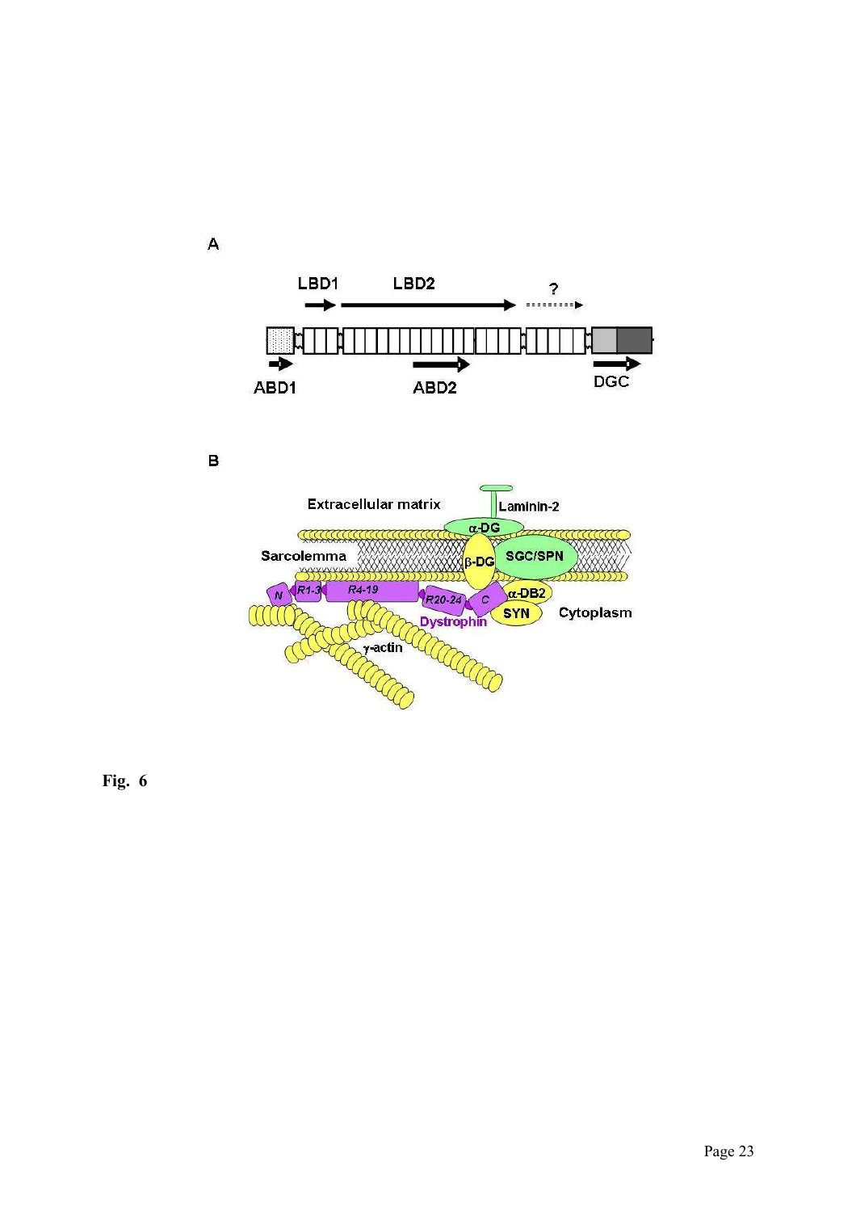A

LBD1 LBD2 ?

ABD1 ABD2 DGC

B

Extracellular matrix

Laminin-2

α-DG

Sarcolemma

β-DG

SGC/SPN

N R1-3 R4-19 R20-24 C

α-DB2

Dystrophin

SYN

Cytoplasm

γ-actin

Fig. 6